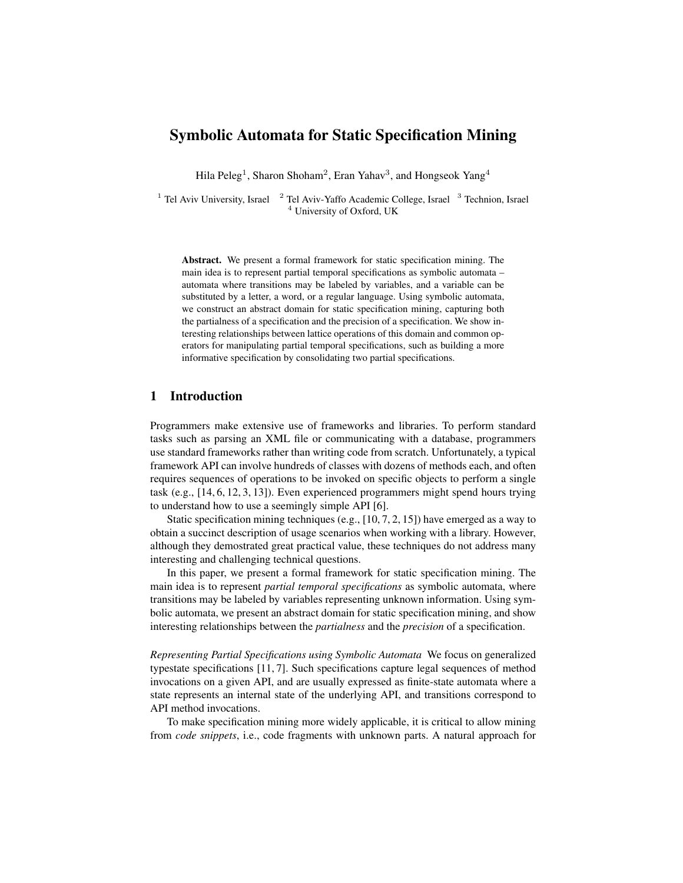# Symbolic Automata for Static Specification Mining

Hila Peleg[1], Sharon Shoham[2], Eran Yahav[3], and Hongseok Yang[4]

[1] Tel Aviv University, Israel [2] Tel Aviv-Yaffo Academic College, Israel [3] Technion, Israel
[4] University of Oxford, UK

**Abstract.** We present a formal framework for static specification mining. The main idea is to represent partial temporal specifications as symbolic automata – automata where transitions may be labeled by variables, and a variable can be substituted by a letter, a word, or a regular language. Using symbolic automata, we construct an abstract domain for static specification mining, capturing both the partialness of a specification and the precision of a specification. We show interesting relationships between lattice operations of this domain and common operators for manipulating partial temporal specifications, such as building a more informative specification by consolidating two partial specifications.

## 1 Introduction

Programmers make extensive use of frameworks and libraries. To perform standard tasks such as parsing an XML file or communicating with a database, programmers use standard frameworks rather than writing code from scratch. Unfortunately, a typical framework API can involve hundreds of classes with dozens of methods each, and often requires sequences of operations to be invoked on specific objects to perform a single task (e.g., [14, 6, 12, 3, 13]). Even experienced programmers might spend hours trying to understand how to use a seemingly simple API [6].

Static specification mining techniques (e.g., [10, 7, 2, 15]) have emerged as a way to obtain a succinct description of usage scenarios when working with a library. However, although they demostrated great practical value, these techniques do not address many interesting and challenging technical questions.

In this paper, we present a formal framework for static specification mining. The main idea is to represent *partial temporal specifications* as symbolic automata, where transitions may be labeled by variables representing unknown information. Using symbolic automata, we present an abstract domain for static specification mining, and show interesting relationships between the *partialness* and the *precision* of a specification.

*Representing Partial Specifications using Symbolic Automata* We focus on generalized typestate specifications [11, 7]. Such specifications capture legal sequences of method invocations on a given API, and are usually expressed as finite-state automata where a state represents an internal state of the underlying API, and transitions correspond to API method invocations.

To make specification mining more widely applicable, it is critical to allow mining from *code snippets*, i.e., code fragments with unknown parts. A natural approach for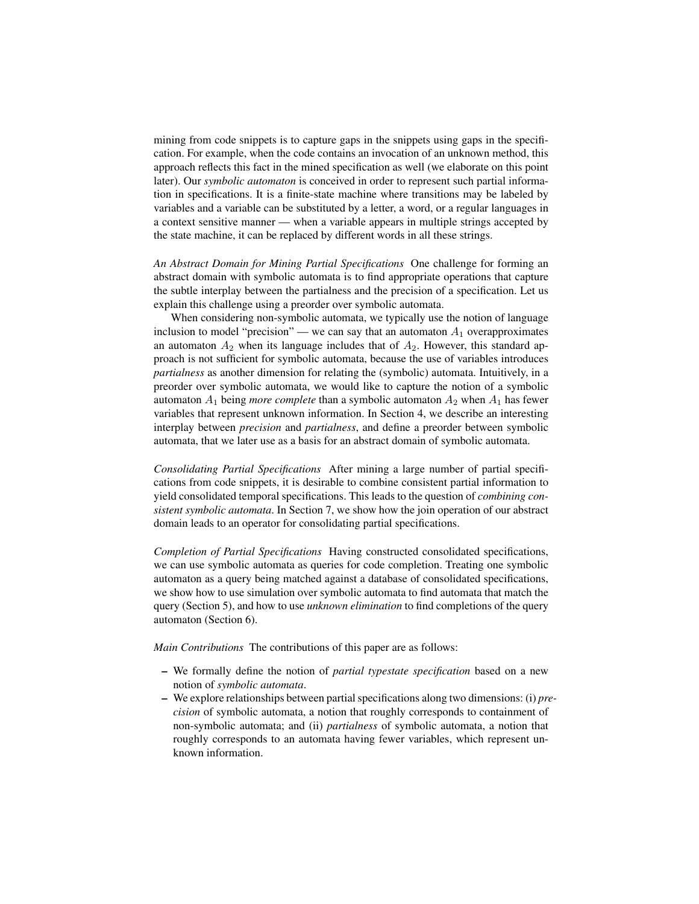mining from code snippets is to capture gaps in the snippets using gaps in the specification. For example, when the code contains an invocation of an unknown method, this approach reflects this fact in the mined specification as well (we elaborate on this point later). Our *symbolic automaton* is conceived in order to represent such partial information in specifications. It is a finite-state machine where transitions may be labeled by variables and a variable can be substituted by a letter, a word, or a regular languages in a context sensitive manner — when a variable appears in multiple strings accepted by the state machine, it can be replaced by different words in all these strings.

*An Abstract Domain for Mining Partial Specifications* One challenge for forming an abstract domain with symbolic automata is to find appropriate operations that capture the subtle interplay between the partialness and the precision of a specification. Let us explain this challenge using a preorder over symbolic automata.

When considering non-symbolic automata, we typically use the notion of language inclusion to model "precision" — we can say that an automaton $A_1$ overapproximates an automaton $A_2$ when its language includes that of $A_2$. However, this standard approach is not sufficient for symbolic automata, because the use of variables introduces *partialness* as another dimension for relating the (symbolic) automata. Intuitively, in a preorder over symbolic automata, we would like to capture the notion of a symbolic automaton $A_1$ being *more complete* than a symbolic automaton $A_2$ when $A_1$ has fewer variables that represent unknown information. In Section 4, we describe an interesting interplay between *precision* and *partialness*, and define a preorder between symbolic automata, that we later use as a basis for an abstract domain of symbolic automata.

*Consolidating Partial Specifications* After mining a large number of partial specifications from code snippets, it is desirable to combine consistent partial information to yield consolidated temporal specifications. This leads to the question of *combining consistent symbolic automata*. In Section 7, we show how the join operation of our abstract domain leads to an operator for consolidating partial specifications.

*Completion of Partial Specifications* Having constructed consolidated specifications, we can use symbolic automata as queries for code completion. Treating one symbolic automaton as a query being matched against a database of consolidated specifications, we show how to use simulation over symbolic automata to find automata that match the query (Section 5), and how to use *unknown elimination* to find completions of the query automaton (Section 6).

*Main Contributions* The contributions of this paper are as follows:

- We formally define the notion of *partial typestate specification* based on a new notion of *symbolic automata*.
- We explore relationships between partial specifications along two dimensions: (i) *precision* of symbolic automata, a notion that roughly corresponds to containment of non-symbolic automata; and (ii) *partialness* of symbolic automata, a notion that roughly corresponds to an automata having fewer variables, which represent unknown information.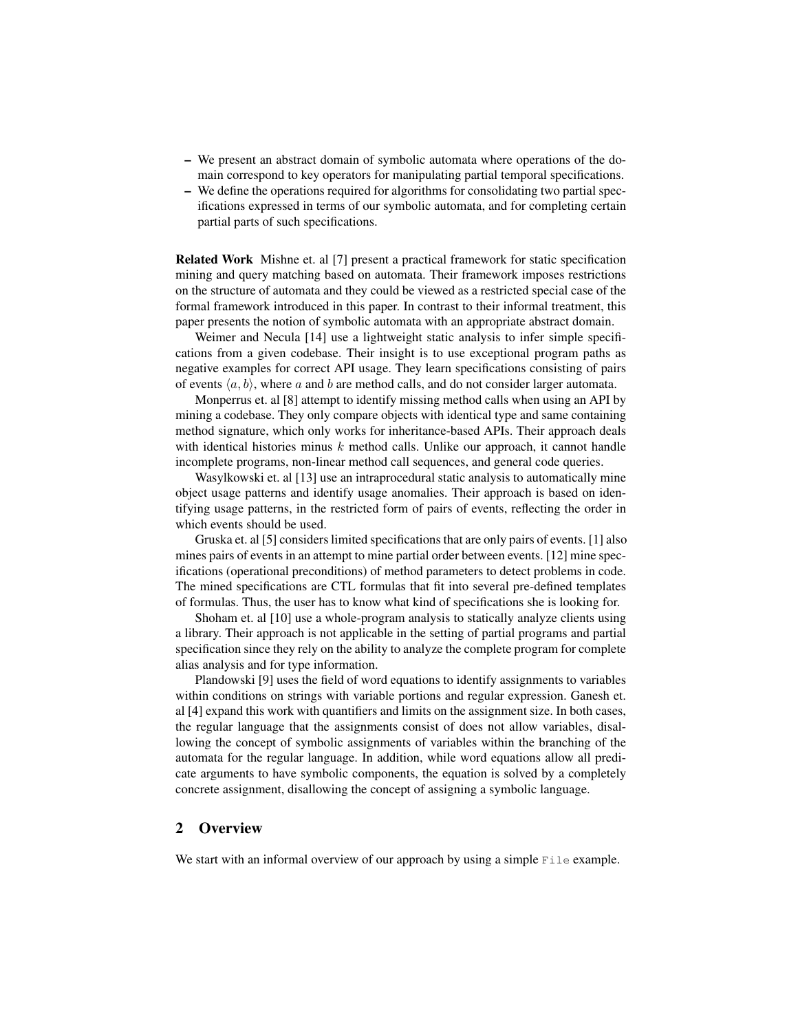– We present an abstract domain of symbolic automata where operations of the domain correspond to key operators for manipulating partial temporal specifications.
– We define the operations required for algorithms for consolidating two partial specifications expressed in terms of our symbolic automata, and for completing certain partial parts of such specifications.

**Related Work** Mishne et. al [7] present a practical framework for static specification mining and query matching based on automata. Their framework imposes restrictions on the structure of automata and they could be viewed as a restricted special case of the formal framework introduced in this paper. In contrast to their informal treatment, this paper presents the notion of symbolic automata with an appropriate abstract domain.

Weimer and Necula [14] use a lightweight static analysis to infer simple specifications from a given codebase. Their insight is to use exceptional program paths as negative examples for correct API usage. They learn specifications consisting of pairs of events $\langle a, b \rangle$, where $a$ and $b$ are method calls, and do not consider larger automata.

Monperrus et. al [8] attempt to identify missing method calls when using an API by mining a codebase. They only compare objects with identical type and same containing method signature, which only works for inheritance-based APIs. Their approach deals with identical histories minus $k$ method calls. Unlike our approach, it cannot handle incomplete programs, non-linear method call sequences, and general code queries.

Wasylkowski et. al [13] use an intraprocedural static analysis to automatically mine object usage patterns and identify usage anomalies. Their approach is based on identifying usage patterns, in the restricted form of pairs of events, reflecting the order in which events should be used.

Gruska et. al [5] considers limited specifications that are only pairs of events. [1] also mines pairs of events in an attempt to mine partial order between events. [12] mine specifications (operational preconditions) of method parameters to detect problems in code. The mined specifications are CTL formulas that fit into several pre-defined templates of formulas. Thus, the user has to know what kind of specifications she is looking for.

Shoham et. al [10] use a whole-program analysis to statically analyze clients using a library. Their approach is not applicable in the setting of partial programs and partial specification since they rely on the ability to analyze the complete program for complete alias analysis and for type information.

Plandowski [9] uses the field of word equations to identify assignments to variables within conditions on strings with variable portions and regular expression. Ganesh et. al [4] expand this work with quantifiers and limits on the assignment size. In both cases, the regular language that the assignments consist of does not allow variables, disallowing the concept of symbolic assignments of variables within the branching of the automata for the regular language. In addition, while word equations allow all predicate arguments to have symbolic components, the equation is solved by a completely concrete assignment, disallowing the concept of assigning a symbolic language.

## 2 Overview

We start with an informal overview of our approach by using a simple `File` example.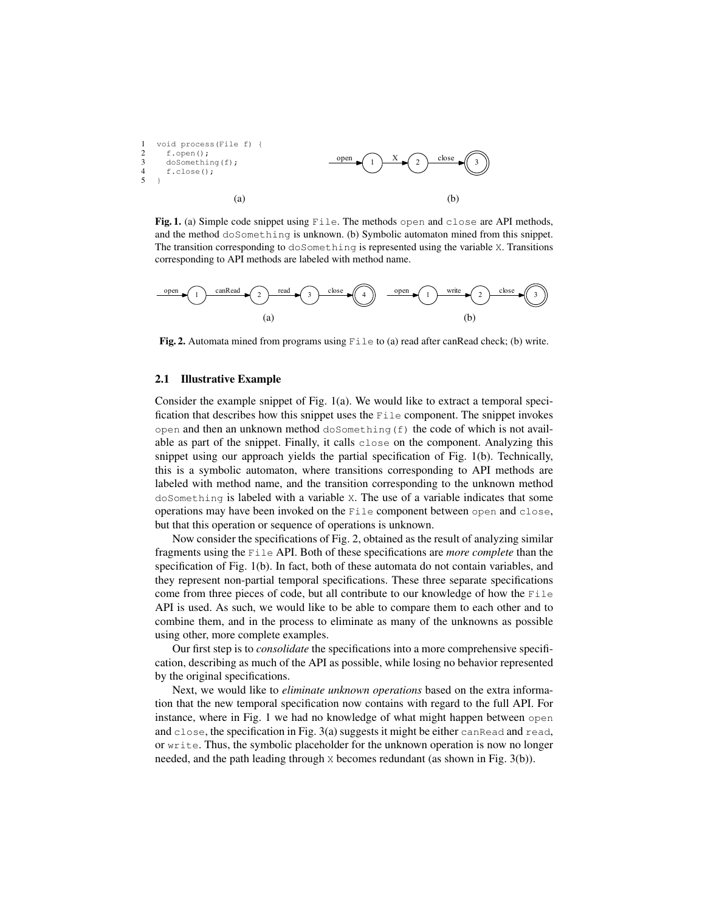```
1  void process(File f) {
2    f.open();
3    doSomething(f);
4    f.close();
5  }
```

(a)

(b)

**Fig. 1.** (a) Simple code snippet using `File`. The methods `open` and `close` are API methods, and the method `doSomething` is unknown. (b) Symbolic automaton mined from this snippet. The transition corresponding to `doSomething` is represented using the variable `X`. Transitions corresponding to API methods are labeled with method name.

**Fig. 2.** Automata mined from programs using `File` to (a) read after canRead check; (b) write.

### 2.1 Illustrative Example

Consider the example snippet of Fig. 1(a). We would like to extract a temporal specification that describes how this snippet uses the `File` component. The snippet invokes `open` and then an unknown method `doSomething(f)` the code of which is not available as part of the snippet. Finally, it calls `close` on the component. Analyzing this snippet using our approach yields the partial specification of Fig. 1(b). Technically, this is a symbolic automaton, where transitions corresponding to API methods are labeled with method name, and the transition corresponding to the unknown method `doSomething` is labeled with a variable `X`. The use of a variable indicates that some operations may have been invoked on the `File` component between `open` and `close`, but that this operation or sequence of operations is unknown.

Now consider the specifications of Fig. 2, obtained as the result of analyzing similar fragments using the `File` API. Both of these specifications are *more complete* than the specification of Fig. 1(b). In fact, both of these automata do not contain variables, and they represent non-partial temporal specifications. These three separate specifications come from three pieces of code, but all contribute to our knowledge of how the `File` API is used. As such, we would like to be able to compare them to each other and to combine them, and in the process to eliminate as many of the unknowns as possible using other, more complete examples.

Our first step is to *consolidate* the specifications into a more comprehensive specification, describing as much of the API as possible, while losing no behavior represented by the original specifications.

Next, we would like to *eliminate unknown operations* based on the extra information that the new temporal specification now contains with regard to the full API. For instance, where in Fig. 1 we had no knowledge of what might happen between `open` and `close`, the specification in Fig. 3(a) suggests it might be either `canRead` and `read`, or `write`. Thus, the symbolic placeholder for the unknown operation is now no longer needed, and the path leading through `X` becomes redundant (as shown in Fig. 3(b)).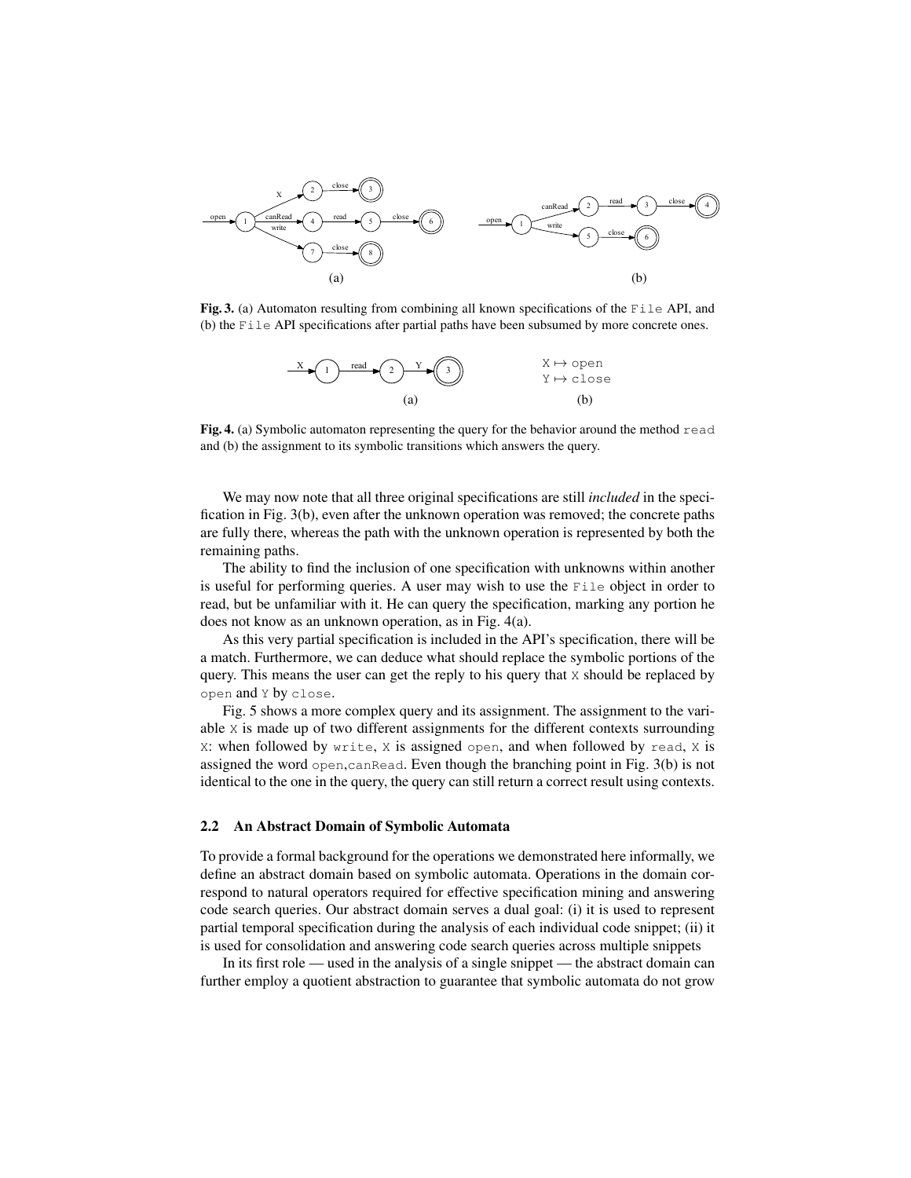**Fig. 3.** (a) Automaton resulting from combining all known specifications of the `File` API, and (b) the `File` API specifications after partial paths have been subsumed by more concrete ones.

$X \mapsto$ `open`
$Y \mapsto$ `close`

**Fig. 4.** (a) Symbolic automaton representing the query for the behavior around the method `read` and (b) the assignment to its symbolic transitions which answers the query.

We may now note that all three original specifications are still *included* in the specification in Fig. 3(b), even after the unknown operation was removed; the concrete paths are fully there, whereas the path with the unknown operation is represented by both the remaining paths.

The ability to find the inclusion of one specification with unknowns within another is useful for performing queries. A user may wish to use the `File` object in order to read, but be unfamiliar with it. He can query the specification, marking any portion he does not know as an unknown operation, as in Fig. 4(a).

As this very partial specification is included in the API's specification, there will be a match. Furthermore, we can deduce what should replace the symbolic portions of the query. This means the user can get the reply to his query that `X` should be replaced by `open` and `Y` by `close`.

Fig. 5 shows a more complex query and its assignment. The assignment to the variable `X` is made up of two different assignments for the different contexts surrounding `X`: when followed by `write`, `X` is assigned `open`, and when followed by `read`, `X` is assigned the word `open,canRead`. Even though the branching point in Fig. 3(b) is not identical to the one in the query, the query can still return a correct result using contexts.

### 2.2 An Abstract Domain of Symbolic Automata

To provide a formal background for the operations we demonstrated here informally, we define an abstract domain based on symbolic automata. Operations in the domain correspond to natural operators required for effective specification mining and answering code search queries. Our abstract domain serves a dual goal: (i) it is used to represent partial temporal specification during the analysis of each individual code snippet; (ii) it is used for consolidation and answering code search queries across multiple snippets

In its first role — used in the analysis of a single snippet — the abstract domain can further employ a quotient abstraction to guarantee that symbolic automata do not grow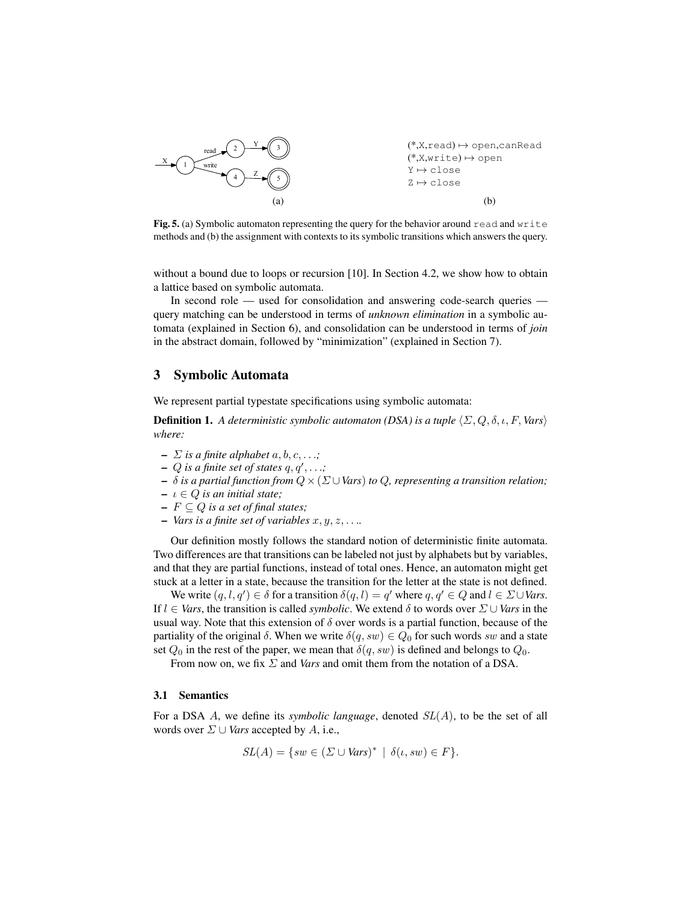(*,X,read) ↦ open,canRead
(*,X,write) ↦ open
Y ↦ close
Z ↦ close

(a) (b)

**Fig. 5.** (a) Symbolic automaton representing the query for the behavior around `read` and `write` methods and (b) the assignment with contexts to its symbolic transitions which answers the query.

without a bound due to loops or recursion [10]. In Section 4.2, we show how to obtain a lattice based on symbolic automata.

In second role — used for consolidation and answering code-search queries — query matching can be understood in terms of *unknown elimination* in a symbolic automata (explained in Section 6), and consolidation can be understood in terms of *join* in the abstract domain, followed by "minimization" (explained in Section 7).

## 3 Symbolic Automata

We represent partial typestate specifications using symbolic automata:

**Definition 1.** *A deterministic symbolic automaton (DSA) is a tuple* $\langle \Sigma, Q, \delta, \iota, F, \mathit{Vars} \rangle$ *where:*

- $\Sigma$ *is a finite alphabet* $a, b, c, \ldots$*;*
- $Q$ *is a finite set of states* $q, q', \ldots$*;*
- $\delta$ *is a partial function from* $Q \times (\Sigma \cup \mathit{Vars})$ *to* $Q$*, representing a transition relation;*
- $\iota \in Q$ *is an initial state;*
- $F \subseteq Q$ *is a set of final states;*
- *Vars is a finite set of variables* $x, y, z, \ldots$*.*

Our definition mostly follows the standard notion of deterministic finite automata. Two differences are that transitions can be labeled not just by alphabets but by variables, and that they are partial functions, instead of total ones. Hence, an automaton might get stuck at a letter in a state, because the transition for the letter at the state is not defined.

We write $(q, l, q') \in \delta$ for a transition $\delta(q, l) = q'$ where $q, q' \in Q$ and $l \in \Sigma \cup \mathit{Vars}$. If $l \in \mathit{Vars}$, the transition is called *symbolic*. We extend $\delta$ to words over $\Sigma \cup \mathit{Vars}$ in the usual way. Note that this extension of $\delta$ over words is a partial function, because of the partiality of the original $\delta$. When we write $\delta(q, sw) \in Q_0$ for such words $sw$ and a state set $Q_0$ in the rest of the paper, we mean that $\delta(q, sw)$ is defined and belongs to $Q_0$.

From now on, we fix $\Sigma$ and *Vars* and omit them from the notation of a DSA.

### 3.1 Semantics

For a DSA $A$, we define its *symbolic language*, denoted $SL(A)$, to be the set of all words over $\Sigma \cup \mathit{Vars}$ accepted by $A$, i.e.,

$$SL(A) = \{ sw \in (\Sigma \cup \mathit{Vars})^* \mid \delta(\iota, sw) \in F \}.$$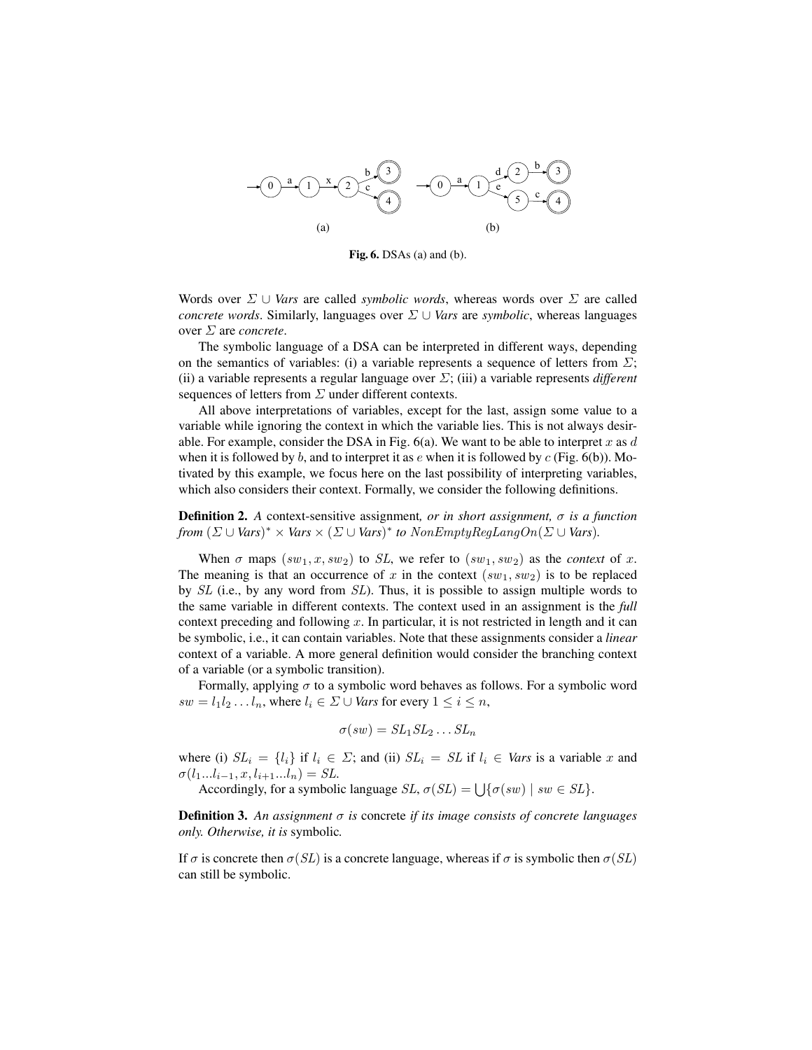**Fig. 6.** DSAs (a) and (b).

Words over $\Sigma \cup \mathit{Vars}$ are called *symbolic words*, whereas words over $\Sigma$ are called *concrete words*. Similarly, languages over $\Sigma \cup \mathit{Vars}$ are *symbolic*, whereas languages over $\Sigma$ are *concrete*.

The symbolic language of a DSA can be interpreted in different ways, depending on the semantics of variables: (i) a variable represents a sequence of letters from $\Sigma$; (ii) a variable represents a regular language over $\Sigma$; (iii) a variable represents *different* sequences of letters from $\Sigma$ under different contexts.

All above interpretations of variables, except for the last, assign some value to a variable while ignoring the context in which the variable lies. This is not always desirable. For example, consider the DSA in Fig. 6(a). We want to be able to interpret $x$ as $d$ when it is followed by $b$, and to interpret it as $e$ when it is followed by $c$ (Fig. 6(b)). Motivated by this example, we focus here on the last possibility of interpreting variables, which also considers their context. Formally, we consider the following definitions.

**Definition 2.** *A* context-sensitive assignment*, or in short assignment, $\sigma$ is a function from $(\Sigma \cup \mathit{Vars})^* \times \mathit{Vars} \times (\Sigma \cup \mathit{Vars})^*$ to $NonEmptyRegLangOn(\Sigma \cup \mathit{Vars})$.*

When $\sigma$ maps $(sw_1, x, sw_2)$ to $SL$, we refer to $(sw_1, sw_2)$ as the *context* of $x$. The meaning is that an occurrence of $x$ in the context $(sw_1, sw_2)$ is to be replaced by $SL$ (i.e., by any word from $SL$). Thus, it is possible to assign multiple words to the same variable in different contexts. The context used in an assignment is the *full* context preceding and following $x$. In particular, it is not restricted in length and it can be symbolic, i.e., it can contain variables. Note that these assignments consider a *linear* context of a variable. A more general definition would consider the branching context of a variable (or a symbolic transition).

Formally, applying $\sigma$ to a symbolic word behaves as follows. For a symbolic word $sw = l_1 l_2 \dots l_n$, where $l_i \in \Sigma \cup \mathit{Vars}$ for every $1 \leq i \leq n$,

$$\sigma(sw) = SL_1 SL_2 \dots SL_n$$

where (i) $SL_i = \{l_i\}$ if $l_i \in \Sigma$; and (ii) $SL_i = SL$ if $l_i \in \mathit{Vars}$ is a variable $x$ and $\sigma(l_1 ... l_{i-1}, x, l_{i+1} ... l_n) = SL$.

Accordingly, for a symbolic language $SL$, $\sigma(SL) = \bigcup\{\sigma(sw) \mid sw \in SL\}$.

**Definition 3.** *An assignment $\sigma$ is* concrete *if its image consists of concrete languages only. Otherwise, it is* symbolic*.*

If $\sigma$ is concrete then $\sigma(SL)$ is a concrete language, whereas if $\sigma$ is symbolic then $\sigma(SL)$ can still be symbolic.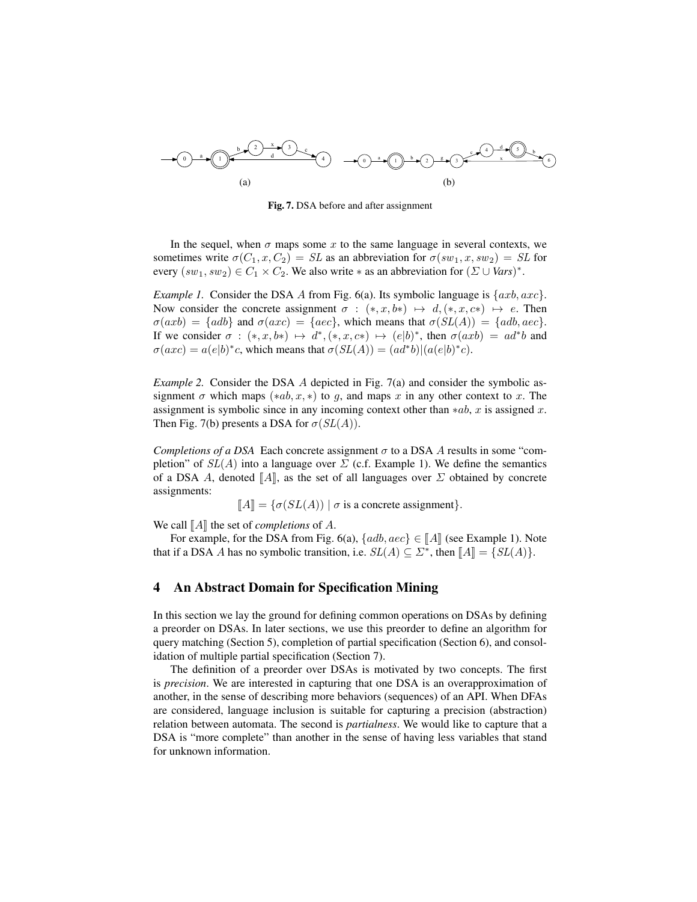(a) (b)

**Fig. 7.** DSA before and after assignment

In the sequel, when $\sigma$ maps some $x$ to the same language in several contexts, we sometimes write $\sigma(C_1, x, C_2) = SL$ as an abbreviation for $\sigma(sw_1, x, sw_2) = SL$ for every $(sw_1, sw_2) \in C_1 \times C_2$. We also write $*$ as an abbreviation for $(\Sigma \cup \mathit{Vars})^*$.

*Example 1.* Consider the DSA $A$ from Fig. 6(a). Its symbolic language is $\{axb, axc\}$. Now consider the concrete assignment $\sigma : (*, x, b*) \mapsto d, (*, x, c*) \mapsto e$. Then $\sigma(axb) = \{adb\}$ and $\sigma(axc) = \{aec\}$, which means that $\sigma(SL(A)) = \{adb, aec\}$. If we consider $\sigma : (*, x, b*) \mapsto d^*, (*, x, c*) \mapsto (e|b)^*$, then $\sigma(axb) = ad^*b$ and $\sigma(axc) = a(e|b)^*c$, which means that $\sigma(SL(A)) = (ad^*b)|(a(e|b)^*c)$.

*Example 2.* Consider the DSA $A$ depicted in Fig. 7(a) and consider the symbolic assignment $\sigma$ which maps $(*ab, x, *)$ to $g$, and maps $x$ in any other context to $x$. The assignment is symbolic since in any incoming context other than $*ab$, $x$ is assigned $x$. Then Fig. 7(b) presents a DSA for $\sigma(SL(A))$.

*Completions of a DSA* Each concrete assignment $\sigma$ to a DSA $A$ results in some "completion" of $SL(A)$ into a language over $\Sigma$ (c.f. Example 1). We define the semantics of a DSA $A$, denoted $[\![A]\!]$, as the set of all languages over $\Sigma$ obtained by concrete assignments:

$$[\![A]\!] = \{\sigma(SL(A)) \mid \sigma \text{ is a concrete assignment}\}.$$

We call $[\![A]\!]$ the set of *completions* of $A$.

For example, for the DSA from Fig. 6(a), $\{adb, aec\} \in [\![A]\!]$ (see Example 1). Note that if a DSA $A$ has no symbolic transition, i.e. $SL(A) \subseteq \Sigma^*$, then $[\![A]\!] = \{SL(A)\}$.

## 4 An Abstract Domain for Specification Mining

In this section we lay the ground for defining common operations on DSAs by defining a preorder on DSAs. In later sections, we use this preorder to define an algorithm for query matching (Section 5), completion of partial specification (Section 6), and consolidation of multiple partial specification (Section 7).

The definition of a preorder over DSAs is motivated by two concepts. The first is *precision*. We are interested in capturing that one DSA is an overapproximation of another, in the sense of describing more behaviors (sequences) of an API. When DFAs are considered, language inclusion is suitable for capturing a precision (abstraction) relation between automata. The second is *partialness*. We would like to capture that a DSA is "more complete" than another in the sense of having less variables that stand for unknown information.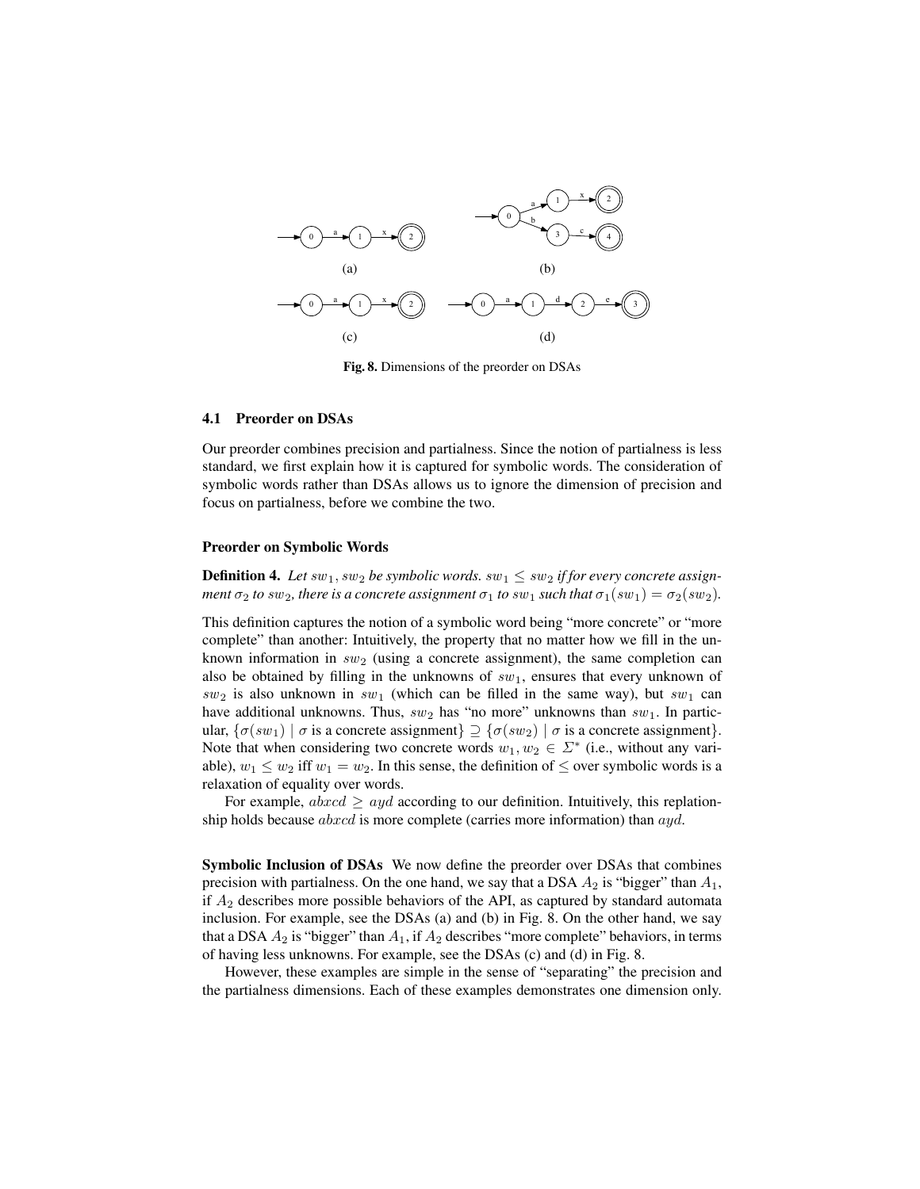Fig. 8. Dimensions of the preorder on DSAs

### 4.1 Preorder on DSAs

Our preorder combines precision and partialness. Since the notion of partialness is less standard, we first explain how it is captured for symbolic words. The consideration of symbolic words rather than DSAs allows us to ignore the dimension of precision and focus on partialness, before we combine the two.

#### Preorder on Symbolic Words

**Definition 4.** *Let $sw_1, sw_2$ be symbolic words. $sw_1 \leq sw_2$ if for every concrete assignment $\sigma_2$ to $sw_2$, there is a concrete assignment $\sigma_1$ to $sw_1$ such that $\sigma_1(sw_1) = \sigma_2(sw_2)$.*

This definition captures the notion of a symbolic word being "more concrete" or "more complete" than another: Intuitively, the property that no matter how we fill in the unknown information in $sw_2$ (using a concrete assignment), the same completion can also be obtained by filling in the unknowns of $sw_1$, ensures that every unknown of $sw_2$ is also unknown in $sw_1$ (which can be filled in the same way), but $sw_1$ can have additional unknowns. Thus, $sw_2$ has "no more" unknowns than $sw_1$. In particular, $\{\sigma(sw_1) \mid \sigma \text{ is a concrete assignment}\} \supseteq \{\sigma(sw_2) \mid \sigma \text{ is a concrete assignment}\}$. Note that when considering two concrete words $w_1, w_2 \in \Sigma^*$ (i.e., without any variable), $w_1 \leq w_2$ iff $w_1 = w_2$. In this sense, the definition of $\leq$ over symbolic words is a relaxation of equality over words.

For example, $abxcd \geq ayd$ according to our definition. Intuitively, this replationship holds because $abxcd$ is more complete (carries more information) than $ayd$.

**Symbolic Inclusion of DSAs** We now define the preorder over DSAs that combines precision with partialness. On the one hand, we say that a DSA $A_2$ is "bigger" than $A_1$, if $A_2$ describes more possible behaviors of the API, as captured by standard automata inclusion. For example, see the DSAs (a) and (b) in Fig. 8. On the other hand, we say that a DSA $A_2$ is "bigger" than $A_1$, if $A_2$ describes "more complete" behaviors, in terms of having less unknowns. For example, see the DSAs (c) and (d) in Fig. 8.

However, these examples are simple in the sense of "separating" the precision and the partialness dimensions. Each of these examples demonstrates one dimension only.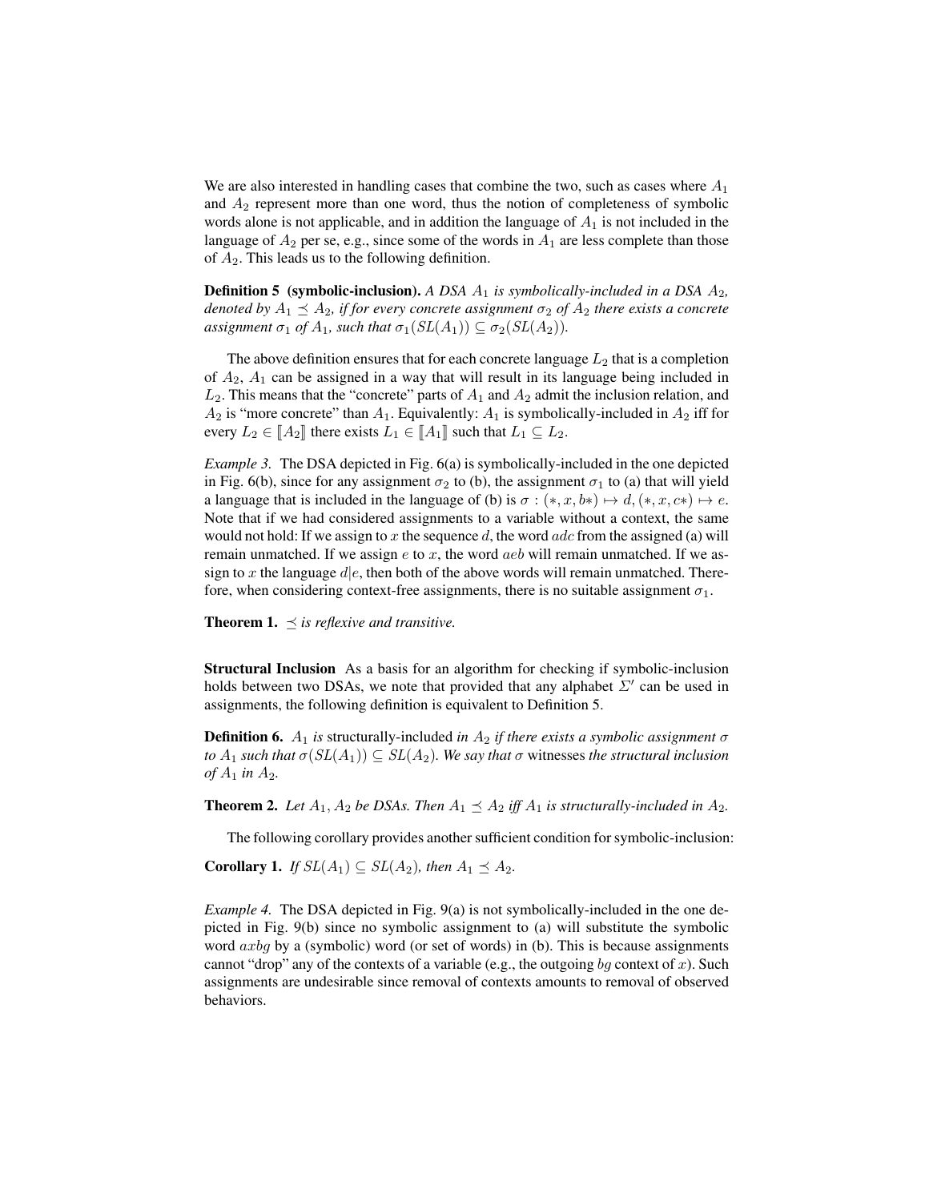We are also interested in handling cases that combine the two, such as cases where $A_1$ and $A_2$ represent more than one word, thus the notion of completeness of symbolic words alone is not applicable, and in addition the language of $A_1$ is not included in the language of $A_2$ per se, e.g., since some of the words in $A_1$ are less complete than those of $A_2$. This leads us to the following definition.

**Definition 5 (symbolic-inclusion).** *A DSA $A_1$ is symbolically-included in a DSA $A_2$, denoted by $A_1 \preceq A_2$, if for every concrete assignment $\sigma_2$ of $A_2$ there exists a concrete assignment $\sigma_1$ of $A_1$, such that $\sigma_1(SL(A_1)) \subseteq \sigma_2(SL(A_2))$.*

The above definition ensures that for each concrete language $L_2$ that is a completion of $A_2$, $A_1$ can be assigned in a way that will result in its language being included in $L_2$. This means that the "concrete" parts of $A_1$ and $A_2$ admit the inclusion relation, and $A_2$ is "more concrete" than $A_1$. Equivalently: $A_1$ is symbolically-included in $A_2$ iff for every $L_2 \in [\![A_2]\!]$ there exists $L_1 \in [\![A_1]\!]$ such that $L_1 \subseteq L_2$.

*Example 3.* The DSA depicted in Fig. 6(a) is symbolically-included in the one depicted in Fig. 6(b), since for any assignment $\sigma_2$ to (b), the assignment $\sigma_1$ to (a) that will yield a language that is included in the language of (b) is $\sigma : (*, x, b*) \mapsto d, (*, x, c*) \mapsto e$. Note that if we had considered assignments to a variable without a context, the same would not hold: If we assign to $x$ the sequence $d$, the word $adc$ from the assigned (a) will remain unmatched. If we assign $e$ to $x$, the word $aeb$ will remain unmatched. If we assign to $x$ the language $d|e$, then both of the above words will remain unmatched. Therefore, when considering context-free assignments, there is no suitable assignment $\sigma_1$.

**Theorem 1.** *$\preceq$ is reflexive and transitive.*

**Structural Inclusion** As a basis for an algorithm for checking if symbolic-inclusion holds between two DSAs, we note that provided that any alphabet $\Sigma'$ can be used in assignments, the following definition is equivalent to Definition 5.

**Definition 6.** *$A_1$ is* structurally-included *in $A_2$ if there exists a symbolic assignment $\sigma$ to $A_1$ such that $\sigma(SL(A_1)) \subseteq SL(A_2)$. We say that $\sigma$* witnesses *the structural inclusion of $A_1$ in $A_2$.*

**Theorem 2.** *Let $A_1, A_2$ be DSAs. Then $A_1 \preceq A_2$ iff $A_1$ is structurally-included in $A_2$.*

The following corollary provides another sufficient condition for symbolic-inclusion:

**Corollary 1.** *If $SL(A_1) \subseteq SL(A_2)$, then $A_1 \preceq A_2$.*

*Example 4.* The DSA depicted in Fig. 9(a) is not symbolically-included in the one depicted in Fig. 9(b) since no symbolic assignment to (a) will substitute the symbolic word $axbg$ by a (symbolic) word (or set of words) in (b). This is because assignments cannot "drop" any of the contexts of a variable (e.g., the outgoing $bg$ context of $x$). Such assignments are undesirable since removal of contexts amounts to removal of observed behaviors.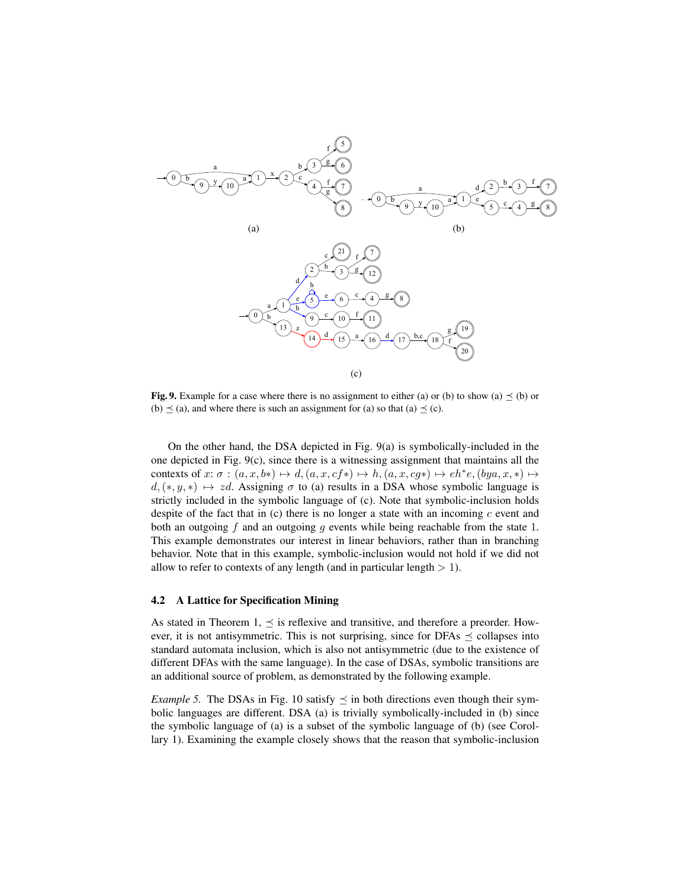**Fig. 9.** Example for a case where there is no assignment to either (a) or (b) to show (a) $\preceq$ (b) or (b) $\preceq$ (a), and where there is such an assignment for (a) so that (a) $\preceq$ (c).

On the other hand, the DSA depicted in Fig. 9(a) is symbolically-included in the one depicted in Fig. 9(c), since there is a witnessing assignment that maintains all the contexts of $x$: $\sigma : (a, x, b*) \mapsto d, (a, x, cf*) \mapsto h, (a, x, cg*) \mapsto eh^*e, (bya, x, *) \mapsto d, (*, y, *) \mapsto zd$. Assigning $\sigma$ to (a) results in a DSA whose symbolic language is strictly included in the symbolic language of (c). Note that symbolic-inclusion holds despite of the fact that in (c) there is no longer a state with an incoming $c$ event and both an outgoing $f$ and an outgoing $g$ events while being reachable from the state 1. This example demonstrates our interest in linear behaviors, rather than in branching behavior. Note that in this example, symbolic-inclusion would not hold if we did not allow to refer to contexts of any length (and in particular length $> 1$).

### 4.2 A Lattice for Specification Mining

As stated in Theorem 1, $\preceq$ is reflexive and transitive, and therefore a preorder. However, it is not antisymmetric. This is not surprising, since for DFAs $\preceq$ collapses into standard automata inclusion, which is also not antisymmetric (due to the existence of different DFAs with the same language). In the case of DSAs, symbolic transitions are an additional source of problem, as demonstrated by the following example.

*Example 5.* The DSAs in Fig. 10 satisfy $\preceq$ in both directions even though their symbolic languages are different. DSA (a) is trivially symbolically-included in (b) since the symbolic language of (a) is a subset of the symbolic language of (b) (see Corollary 1). Examining the example closely shows that the reason that symbolic-inclusion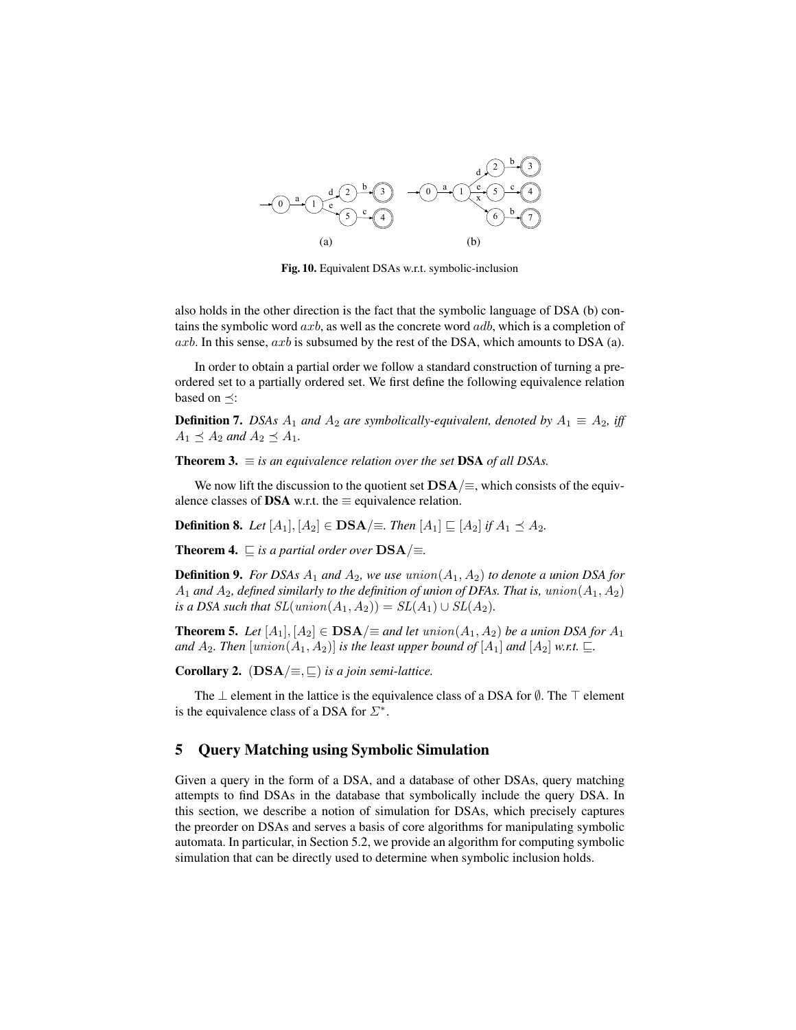Fig. 10. Equivalent DSAs w.r.t. symbolic-inclusion

also holds in the other direction is the fact that the symbolic language of DSA (b) contains the symbolic word $axb$, as well as the concrete word $adb$, which is a completion of $axb$. In this sense, $axb$ is subsumed by the rest of the DSA, which amounts to DSA (a).

In order to obtain a partial order we follow a standard construction of turning a preordered set to a partially ordered set. We first define the following equivalence relation based on $\preceq$:

**Definition 7.** *DSAs $A_1$ and $A_2$ are symbolically-equivalent, denoted by $A_1 \equiv A_2$, iff $A_1 \preceq A_2$ and $A_2 \preceq A_1$.*

**Theorem 3.** *$\equiv$ is an equivalence relation over the set* **DSA** *of all DSAs.*

We now lift the discussion to the quotient set $\mathbf{DSA}/\equiv$, which consists of the equivalence classes of **DSA** w.r.t. the $\equiv$ equivalence relation.

**Definition 8.** *Let $[A_1], [A_2] \in \mathbf{DSA}/\equiv$. Then $[A_1] \sqsubseteq [A_2]$ if $A_1 \preceq A_2$.*

**Theorem 4.** *$\sqsubseteq$ is a partial order over $\mathbf{DSA}/\equiv$.*

**Definition 9.** *For DSAs $A_1$ and $A_2$, we use $union(A_1, A_2)$ to denote a union DSA for $A_1$ and $A_2$, defined similarly to the definition of union of DFAs. That is, $union(A_1, A_2)$ is a DSA such that $SL(union(A_1, A_2)) = SL(A_1) \cup SL(A_2)$.*

**Theorem 5.** *Let $[A_1], [A_2] \in \mathbf{DSA}/\equiv$ and let $union(A_1, A_2)$ be a union DSA for $A_1$ and $A_2$. Then $[union(A_1, A_2)]$ is the least upper bound of $[A_1]$ and $[A_2]$ w.r.t. $\sqsubseteq$.*

**Corollary 2.** *$(\mathbf{DSA}/\equiv, \sqsubseteq)$ is a join semi-lattice.*

The $\bot$ element in the lattice is the equivalence class of a DSA for $\emptyset$. The $\top$ element is the equivalence class of a DSA for $\Sigma^*$.

## 5 Query Matching using Symbolic Simulation

Given a query in the form of a DSA, and a database of other DSAs, query matching attempts to find DSAs in the database that symbolically include the query DSA. In this section, we describe a notion of simulation for DSAs, which precisely captures the preorder on DSAs and serves a basis of core algorithms for manipulating symbolic automata. In particular, in Section 5.2, we provide an algorithm for computing symbolic simulation that can be directly used to determine when symbolic inclusion holds.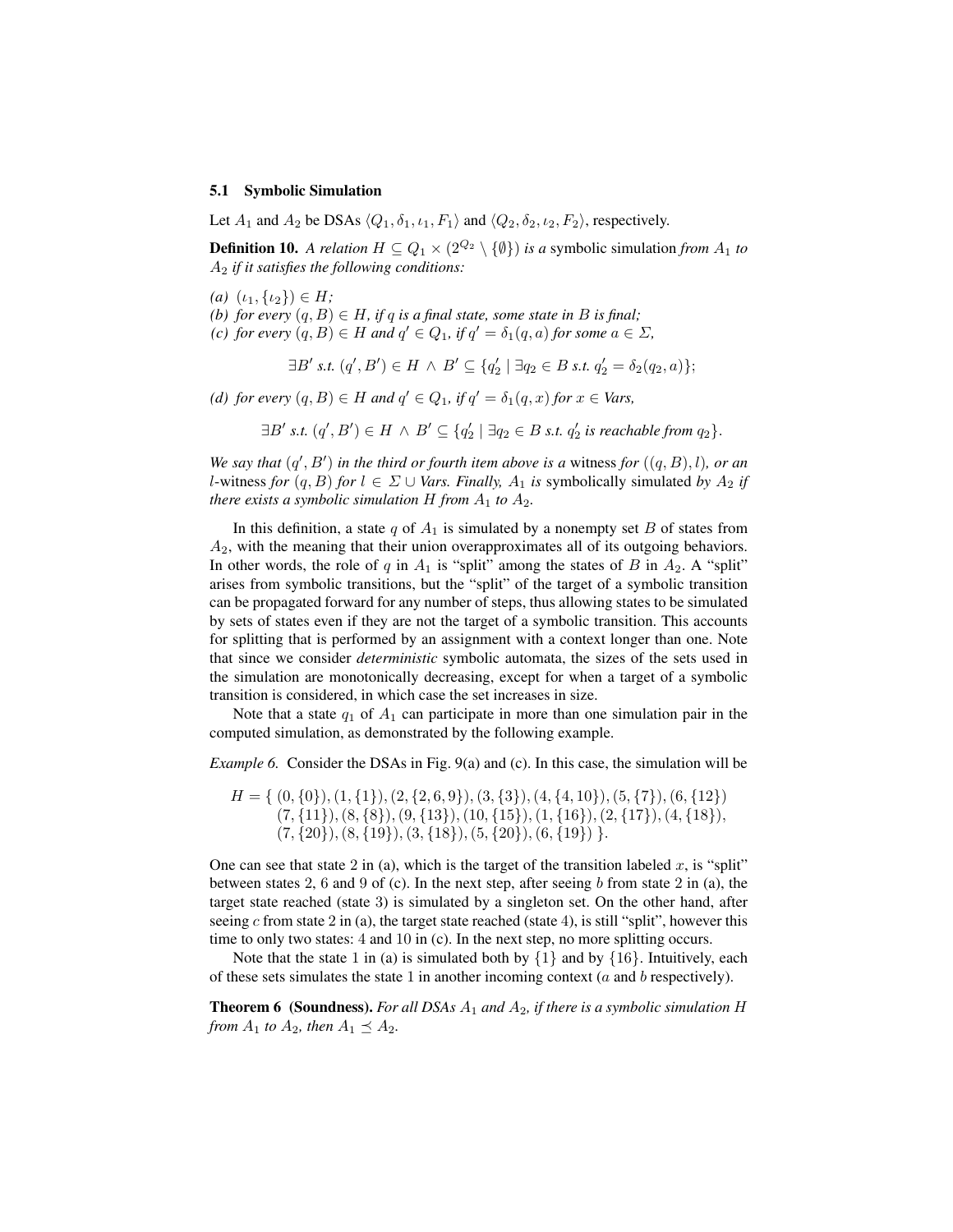### 5.1 Symbolic Simulation

Let $A_1$ and $A_2$ be DSAs $\langle Q_1, \delta_1, \iota_1, F_1 \rangle$ and $\langle Q_2, \delta_2, \iota_2, F_2 \rangle$, respectively.

**Definition 10.** *A relation $H \subseteq Q_1 \times (2^{Q_2} \setminus \{\emptyset\})$ is a* symbolic simulation *from $A_1$ to $A_2$ if it satisfies the following conditions:*

*(a)* $(\iota_1, \{\iota_2\}) \in H$*;*
*(b) for every $(q, B) \in H$, if $q$ is a final state, some state in $B$ is final;*
*(c) for every $(q, B) \in H$ and $q' \in Q_1$, if $q' = \delta_1(q, a)$ for some $a \in \Sigma$,*

$$\exists B' \text{ s.t. } (q', B') \in H \wedge B' \subseteq \{q'_2 \mid \exists q_2 \in B \text{ s.t. } q'_2 = \delta_2(q_2, a)\};$$

*(d) for every $(q, B) \in H$ and $q' \in Q_1$, if $q' = \delta_1(q, x)$ for $x \in$ Vars,*

$$\exists B' \text{ s.t. } (q', B') \in H \wedge B' \subseteq \{q'_2 \mid \exists q_2 \in B \text{ s.t. } q'_2 \text{ is reachable from } q_2\}.$$

*We say that $(q', B')$ in the third or fourth item above is a* witness *for $((q, B), l)$, or an $l$-*witness *for $(q, B)$ for $l \in \Sigma \cup$ Vars. Finally, $A_1$ is* symbolically simulated *by $A_2$ if there exists a symbolic simulation $H$ from $A_1$ to $A_2$.*

In this definition, a state $q$ of $A_1$ is simulated by a nonempty set $B$ of states from $A_2$, with the meaning that their union overapproximates all of its outgoing behaviors. In other words, the role of $q$ in $A_1$ is "split" among the states of $B$ in $A_2$. A "split" arises from symbolic transitions, but the "split" of the target of a symbolic transition can be propagated forward for any number of steps, thus allowing states to be simulated by sets of states even if they are not the target of a symbolic transition. This accounts for splitting that is performed by an assignment with a context longer than one. Note that since we consider *deterministic* symbolic automata, the sizes of the sets used in the simulation are monotonically decreasing, except for when a target of a symbolic transition is considered, in which case the set increases in size.

Note that a state $q_1$ of $A_1$ can participate in more than one simulation pair in the computed simulation, as demonstrated by the following example.

*Example 6.* Consider the DSAs in Fig. 9(a) and (c). In this case, the simulation will be

$$\begin{aligned} H = \{ & (0, \{0\}), (1, \{1\}), (2, \{2, 6, 9\}), (3, \{3\}), (4, \{4, 10\}), (5, \{7\}), (6, \{12\}) \\ & (7, \{11\}), (8, \{8\}), (9, \{13\}), (10, \{15\}), (1, \{16\}), (2, \{17\}), (4, \{18\}), \\ & (7, \{20\}), (8, \{19\}), (3, \{18\}), (5, \{20\}), (6, \{19\}) \}. \end{aligned}$$

One can see that state 2 in (a), which is the target of the transition labeled $x$, is "split" between states 2, 6 and 9 of (c). In the next step, after seeing $b$ from state 2 in (a), the target state reached (state 3) is simulated by a singleton set. On the other hand, after seeing $c$ from state 2 in (a), the target state reached (state 4), is still "split", however this time to only two states: 4 and 10 in (c). In the next step, no more splitting occurs.

Note that the state 1 in (a) is simulated both by $\{1\}$ and by $\{16\}$. Intuitively, each of these sets simulates the state 1 in another incoming context ($a$ and $b$ respectively).

**Theorem 6 (Soundness).** *For all DSAs $A_1$ and $A_2$, if there is a symbolic simulation $H$ from $A_1$ to $A_2$, then $A_1 \preceq A_2$.*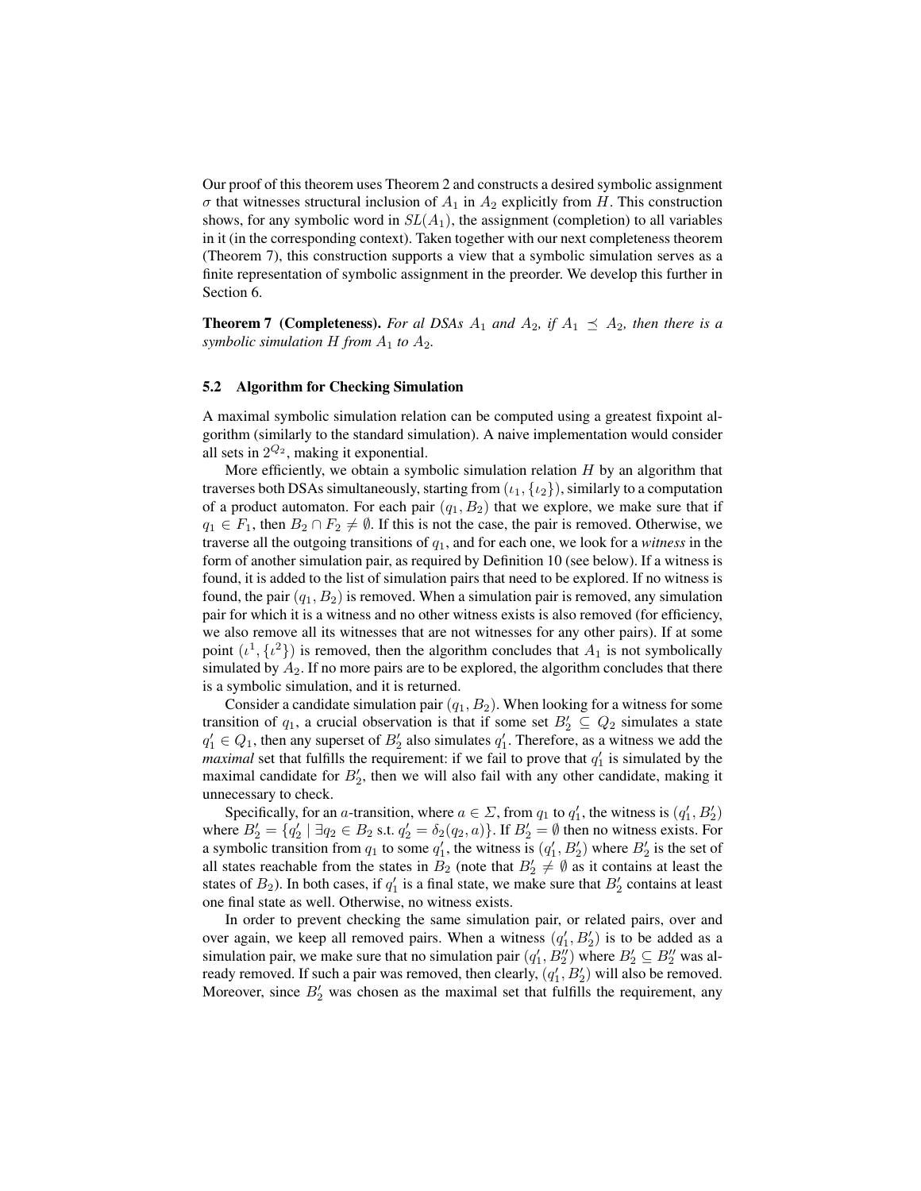Our proof of this theorem uses Theorem 2 and constructs a desired symbolic assignment $\sigma$ that witnesses structural inclusion of $A_1$ in $A_2$ explicitly from $H$. This construction shows, for any symbolic word in $SL(A_1)$, the assignment (completion) to all variables in it (in the corresponding context). Taken together with our next completeness theorem (Theorem 7), this construction supports a view that a symbolic simulation serves as a finite representation of symbolic assignment in the preorder. We develop this further in Section 6.

**Theorem 7 (Completeness).** *For al DSAs $A_1$ and $A_2$, if $A_1 \preceq A_2$, then there is a symbolic simulation $H$ from $A_1$ to $A_2$.*

### 5.2 Algorithm for Checking Simulation

A maximal symbolic simulation relation can be computed using a greatest fixpoint algorithm (similarly to the standard simulation). A naive implementation would consider all sets in $2^{Q_2}$, making it exponential.

More efficiently, we obtain a symbolic simulation relation $H$ by an algorithm that traverses both DSAs simultaneously, starting from $(\iota_1, \{\iota_2\})$, similarly to a computation of a product automaton. For each pair $(q_1, B_2)$ that we explore, we make sure that if $q_1 \in F_1$, then $B_2 \cap F_2 \neq \emptyset$. If this is not the case, the pair is removed. Otherwise, we traverse all the outgoing transitions of $q_1$, and for each one, we look for a *witness* in the form of another simulation pair, as required by Definition 10 (see below). If a witness is found, it is added to the list of simulation pairs that need to be explored. If no witness is found, the pair $(q_1, B_2)$ is removed. When a simulation pair is removed, any simulation pair for which it is a witness and no other witness exists is also removed (for efficiency, we also remove all its witnesses that are not witnesses for any other pairs). If at some point $(\iota^1, \{\iota^2\})$ is removed, then the algorithm concludes that $A_1$ is not symbolically simulated by $A_2$. If no more pairs are to be explored, the algorithm concludes that there is a symbolic simulation, and it is returned.

Consider a candidate simulation pair $(q_1, B_2)$. When looking for a witness for some transition of $q_1$, a crucial observation is that if some set $B_2' \subseteq Q_2$ simulates a state $q_1' \in Q_1$, then any superset of $B_2'$ also simulates $q_1'$. Therefore, as a witness we add the *maximal* set that fulfills the requirement: if we fail to prove that $q_1'$ is simulated by the maximal candidate for $B_2'$, then we will also fail with any other candidate, making it unnecessary to check.

Specifically, for an $a$-transition, where $a \in \Sigma$, from $q_1$ to $q_1'$, the witness is $(q_1', B_2')$ where $B_2' = \{q_2' \mid \exists q_2 \in B_2 \text{ s.t. } q_2' = \delta_2(q_2, a)\}$. If $B_2' = \emptyset$ then no witness exists. For a symbolic transition from $q_1$ to some $q_1'$, the witness is $(q_1', B_2')$ where $B_2'$ is the set of all states reachable from the states in $B_2$ (note that $B_2' \neq \emptyset$ as it contains at least the states of $B_2$). In both cases, if $q_1'$ is a final state, we make sure that $B_2'$ contains at least one final state as well. Otherwise, no witness exists.

In order to prevent checking the same simulation pair, or related pairs, over and over again, we keep all removed pairs. When a witness $(q_1', B_2')$ is to be added as a simulation pair, we make sure that no simulation pair $(q_1', B_2'')$ where $B_2' \subseteq B_2''$ was already removed. If such a pair was removed, then clearly, $(q_1', B_2')$ will also be removed. Moreover, since $B_2'$ was chosen as the maximal set that fulfills the requirement, any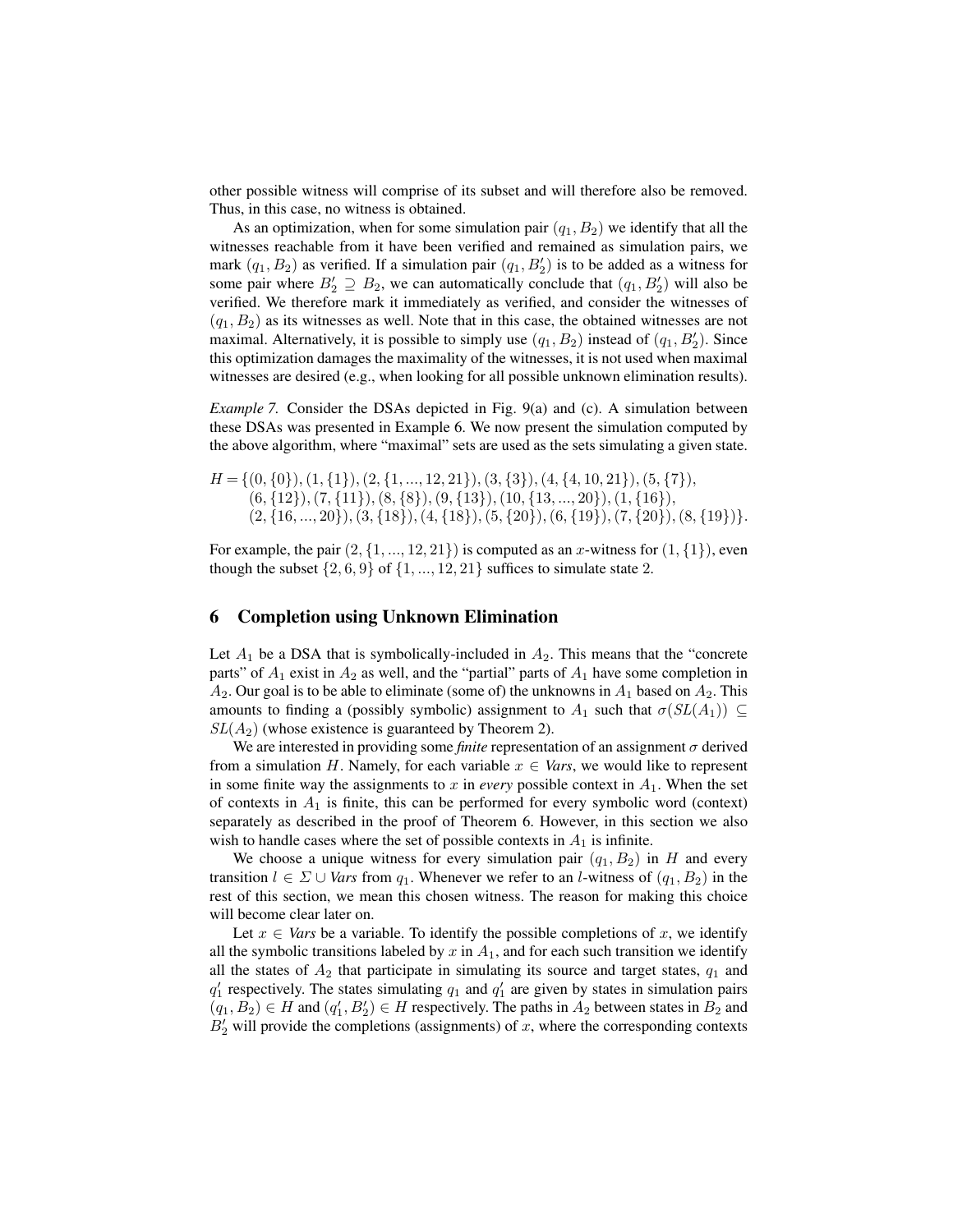other possible witness will comprise of its subset and will therefore also be removed. Thus, in this case, no witness is obtained.

As an optimization, when for some simulation pair $(q_1, B_2)$ we identify that all the witnesses reachable from it have been verified and remained as simulation pairs, we mark $(q_1, B_2)$ as verified. If a simulation pair $(q_1, B_2')$ is to be added as a witness for some pair where $B_2' \supseteq B_2$, we can automatically conclude that $(q_1, B_2')$ will also be verified. We therefore mark it immediately as verified, and consider the witnesses of $(q_1, B_2)$ as its witnesses as well. Note that in this case, the obtained witnesses are not maximal. Alternatively, it is possible to simply use $(q_1, B_2)$ instead of $(q_1, B_2')$. Since this optimization damages the maximality of the witnesses, it is not used when maximal witnesses are desired (e.g., when looking for all possible unknown elimination results).

*Example 7.* Consider the DSAs depicted in Fig. 9(a) and (c). A simulation between these DSAs was presented in Example 6. We now present the simulation computed by the above algorithm, where "maximal" sets are used as the sets simulating a given state.

$$\begin{aligned} H = \{&(0,\{0\}),(1,\{1\}),(2,\{1,...,12,21\}),(3,\{3\}),(4,\{4,10,21\}),(5,\{7\}),\\ &(6,\{12\}),(7,\{11\}),(8,\{8\}),(9,\{13\}),(10,\{13,...,20\}),(1,\{16\}),\\ &(2,\{16,...,20\}),(3,\{18\}),(4,\{18\}),(5,\{20\}),(6,\{19\}),(7,\{20\}),(8,\{19\})\}. \end{aligned}$$

For example, the pair $(2, \{1, ..., 12, 21\})$ is computed as an $x$-witness for $(1, \{1\})$, even though the subset $\{2, 6, 9\}$ of $\{1, ..., 12, 21\}$ suffices to simulate state 2.

## 6 Completion using Unknown Elimination

Let $A_1$ be a DSA that is symbolically-included in $A_2$. This means that the "concrete parts" of $A_1$ exist in $A_2$ as well, and the "partial" parts of $A_1$ have some completion in $A_2$. Our goal is to be able to eliminate (some of) the unknowns in $A_1$ based on $A_2$. This amounts to finding a (possibly symbolic) assignment to $A_1$ such that $\sigma(SL(A_1)) \subseteq SL(A_2)$ (whose existence is guaranteed by Theorem 2).

We are interested in providing some *finite* representation of an assignment $\sigma$ derived from a simulation $H$. Namely, for each variable $x \in$ *Vars*, we would like to represent in some finite way the assignments to $x$ in *every* possible context in $A_1$. When the set of contexts in $A_1$ is finite, this can be performed for every symbolic word (context) separately as described in the proof of Theorem 6. However, in this section we also wish to handle cases where the set of possible contexts in $A_1$ is infinite.

We choose a unique witness for every simulation pair $(q_1, B_2)$ in $H$ and every transition $l \in \Sigma \cup$ *Vars* from $q_1$. Whenever we refer to an $l$-witness of $(q_1, B_2)$ in the rest of this section, we mean this chosen witness. The reason for making this choice will become clear later on.

Let $x \in$ *Vars* be a variable. To identify the possible completions of $x$, we identify all the symbolic transitions labeled by $x$ in $A_1$, and for each such transition we identify all the states of $A_2$ that participate in simulating its source and target states, $q_1$ and $q_1'$ respectively. The states simulating $q_1$ and $q_1'$ are given by states in simulation pairs $(q_1, B_2) \in H$ and $(q_1', B_2') \in H$ respectively. The paths in $A_2$ between states in $B_2$ and $B_2'$ will provide the completions (assignments) of $x$, where the corresponding contexts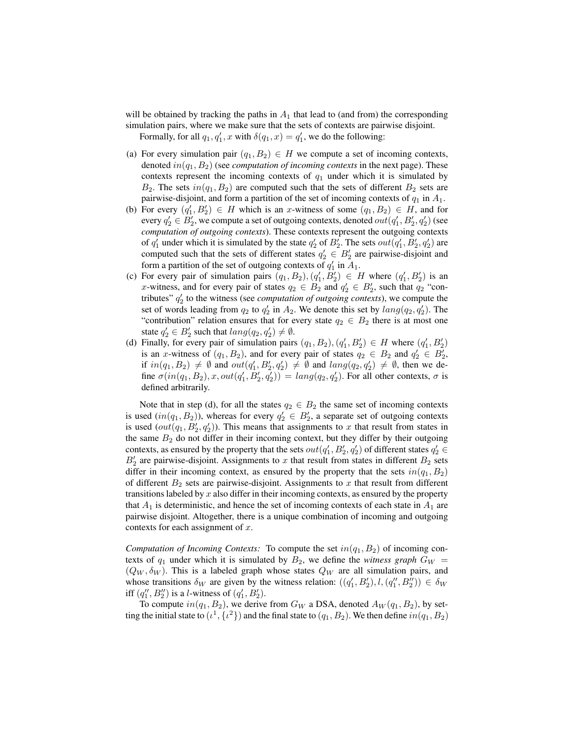will be obtained by tracking the paths in $A_1$ that lead to (and from) the corresponding simulation pairs, where we make sure that the sets of contexts are pairwise disjoint.

Formally, for all $q_1, q_1', x$ with $\delta(q_1, x) = q_1'$, we do the following:

(a) For every simulation pair $(q_1, B_2) \in H$ we compute a set of incoming contexts, denoted $in(q_1, B_2)$ (see *computation of incoming contexts* in the next page). These contexts represent the incoming contexts of $q_1$ under which it is simulated by $B_2$. The sets $in(q_1, B_2)$ are computed such that the sets of different $B_2$ sets are pairwise-disjoint, and form a partition of the set of incoming contexts of $q_1$ in $A_1$.

(b) For every $(q_1', B_2') \in H$ which is an $x$-witness of some $(q_1, B_2) \in H$, and for every $q_2' \in B_2'$, we compute a set of outgoing contexts, denoted $out(q_1', B_2', q_2')$ (see *computation of outgoing contexts*). These contexts represent the outgoing contexts of $q_1'$ under which it is simulated by the state $q_2'$ of $B_2'$. The sets $out(q_1', B_2', q_2')$ are computed such that the sets of different states $q_2' \in B_2'$ are pairwise-disjoint and form a partition of the set of outgoing contexts of $q_1'$ in $A_1$.

(c) For every pair of simulation pairs $(q_1, B_2), (q_1', B_2') \in H$ where $(q_1', B_2')$ is an $x$-witness, and for every pair of states $q_2 \in B_2$ and $q_2' \in B_2'$, such that $q_2$ "contributes" $q_2'$ to the witness (see *computation of outgoing contexts*), we compute the set of words leading from $q_2$ to $q_2'$ in $A_2$. We denote this set by $lang(q_2, q_2')$. The "contribution" relation ensures that for every state $q_2 \in B_2$ there is at most one state $q_2' \in B_2'$ such that $lang(q_2, q_2') \neq \emptyset$.

(d) Finally, for every pair of simulation pairs $(q_1, B_2), (q_1', B_2') \in H$ where $(q_1', B_2')$ is an $x$-witness of $(q_1, B_2)$, and for every pair of states $q_2 \in B_2$ and $q_2' \in B_2'$, if $in(q_1, B_2) \neq \emptyset$ and $out(q_1', B_2', q_2') \neq \emptyset$ and $lang(q_2, q_2') \neq \emptyset$, then we define $\sigma(in(q_1, B_2), x, out(q_1', B_2', q_2')) = lang(q_2, q_2')$. For all other contexts, $\sigma$ is defined arbitrarily.

Note that in step (d), for all the states $q_2 \in B_2$ the same set of incoming contexts is used ($in(q_1, B_2)$), whereas for every $q_2' \in B_2'$, a separate set of outgoing contexts is used ($out(q_1', B_2', q_2')$). This means that assignments to $x$ that result from states in the same $B_2$ do not differ in their incoming context, but they differ by their outgoing contexts, as ensured by the property that the sets $out(q_1', B_2', q_2')$ of different states $q_2' \in B_2'$ are pairwise-disjoint. Assignments to $x$ that result from states in different $B_2$ sets differ in their incoming context, as ensured by the property that the sets $in(q_1, B_2)$ of different $B_2$ sets are pairwise-disjoint. Assignments to $x$ that result from different transitions labeled by $x$ also differ in their incoming contexts, as ensured by the property that $A_1$ is deterministic, and hence the set of incoming contexts of each state in $A_1$ are pairwise disjoint. Altogether, there is a unique combination of incoming and outgoing contexts for each assignment of $x$.

*Computation of Incoming Contexts:* To compute the set $in(q_1, B_2)$ of incoming contexts of $q_1$ under which it is simulated by $B_2$, we define the *witness graph* $G_W = (Q_W, \delta_W)$. This is a labeled graph whose states $Q_W$ are all simulation pairs, and whose transitions $\delta_W$ are given by the witness relation: $((q_1', B_2'), l, (q_1'', B_2'')) \in \delta_W$ iff $(q_1'', B_2'')$ is a $l$-witness of $(q_1', B_2')$.

To compute $in(q_1, B_2)$, we derive from $G_W$ a DSA, denoted $A_W(q_1, B_2)$, by setting the initial state to $(\iota^1, \{\iota^2\})$ and the final state to $(q_1, B_2)$. We then define $in(q_1, B_2)$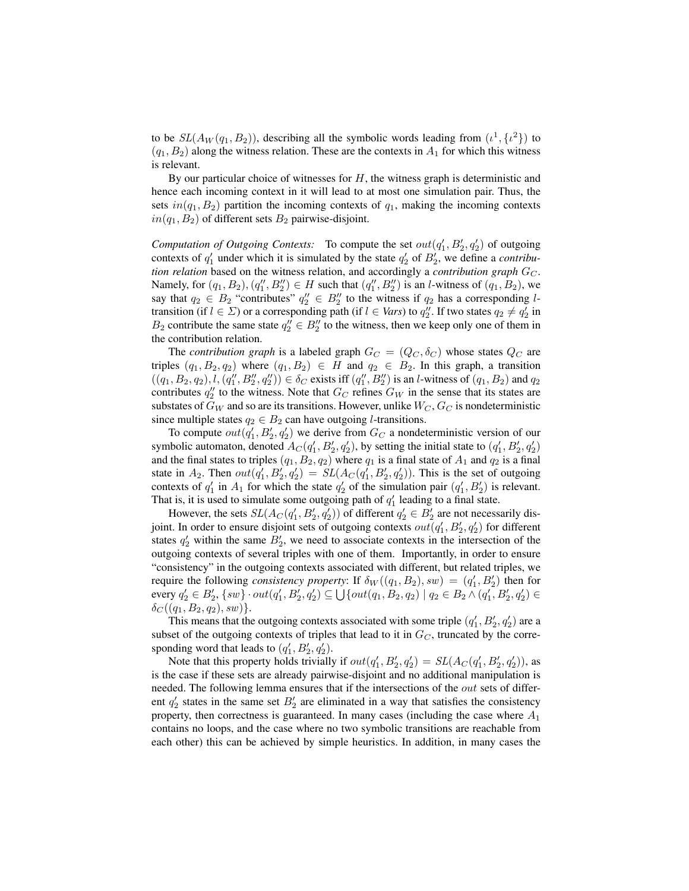to be $SL(A_W(q_1, B_2))$, describing all the symbolic words leading from $(\iota^1, \{\iota^2\})$ to $(q_1, B_2)$ along the witness relation. These are the contexts in $A_1$ for which this witness is relevant.

By our particular choice of witnesses for $H$, the witness graph is deterministic and hence each incoming context in it will lead to at most one simulation pair. Thus, the sets $in(q_1, B_2)$ partition the incoming contexts of $q_1$, making the incoming contexts $in(q_1, B_2)$ of different sets $B_2$ pairwise-disjoint.

*Computation of Outgoing Contexts:* To compute the set $out(q_1', B_2', q_2')$ of outgoing contexts of $q_1'$ under which it is simulated by the state $q_2'$ of $B_2'$, we define a *contribution relation* based on the witness relation, and accordingly a *contribution graph* $G_C$. Namely, for $(q_1, B_2), (q_1'', B_2'') \in H$ such that $(q_1'', B_2'')$ is an $l$-witness of $(q_1, B_2)$, we say that $q_2 \in B_2$ "contributes" $q_2'' \in B_2''$ to the witness if $q_2$ has a corresponding $l$-transition (if $l \in \Sigma$) or a corresponding path (if $l \in \mathit{Vars}$) to $q_2''$. If two states $q_2 \neq q_2'$ in $B_2$ contribute the same state $q_2'' \in B_2''$ to the witness, then we keep only one of them in the contribution relation.

The *contribution graph* is a labeled graph $G_C = (Q_C, \delta_C)$ whose states $Q_C$ are triples $(q_1, B_2, q_2)$ where $(q_1, B_2) \in H$ and $q_2 \in B_2$. In this graph, a transition $((q_1, B_2, q_2), l, (q_1'', B_2'', q_2'')) \in \delta_C$ exists iff $(q_1'', B_2'')$ is an $l$-witness of $(q_1, B_2)$ and $q_2$ contributes $q_2''$ to the witness. Note that $G_C$ refines $G_W$ in the sense that its states are substates of $G_W$ and so are its transitions. However, unlike $W_C$, $G_C$ is nondeterministic since multiple states $q_2 \in B_2$ can have outgoing $l$-transitions.

To compute $out(q_1', B_2', q_2')$ we derive from $G_C$ a nondeterministic version of our symbolic automaton, denoted $A_C(q_1', B_2', q_2')$, by setting the initial state to $(q_1', B_2', q_2')$ and the final states to triples $(q_1, B_2, q_2)$ where $q_1$ is a final state of $A_1$ and $q_2$ is a final state in $A_2$. Then $out(q_1', B_2', q_2') = SL(A_C(q_1', B_2', q_2'))$. This is the set of outgoing contexts of $q_1'$ in $A_1$ for which the state $q_2'$ of the simulation pair $(q_1', B_2')$ is relevant. That is, it is used to simulate some outgoing path of $q_1'$ leading to a final state.

However, the sets $SL(A_C(q_1', B_2', q_2'))$ of different $q_2' \in B_2'$ are not necessarily disjoint. In order to ensure disjoint sets of outgoing contexts $out(q_1', B_2', q_2')$ for different states $q_2'$ within the same $B_2'$, we need to associate contexts in the intersection of the outgoing contexts of several triples with one of them. Importantly, in order to ensure "consistency" in the outgoing contexts associated with different, but related triples, we require the following *consistency property*: If $\delta_W((q_1, B_2), sw) = (q_1', B_2')$ then for every $q_2' \in B_2'$, $\{sw\} \cdot out(q_1', B_2', q_2') \subseteq \bigcup\{out(q_1, B_2, q_2) \mid q_2 \in B_2 \wedge (q_1', B_2', q_2') \in \delta_C((q_1, B_2, q_2), sw)\}$.

This means that the outgoing contexts associated with some triple $(q_1', B_2', q_2')$ are a subset of the outgoing contexts of triples that lead to it in $G_C$, truncated by the corresponding word that leads to $(q_1', B_2', q_2')$.

Note that this property holds trivially if $out(q_1', B_2', q_2') = SL(A_C(q_1', B_2', q_2'))$, as is the case if these sets are already pairwise-disjoint and no additional manipulation is needed. The following lemma ensures that if the intersections of the $out$ sets of different $q_2'$ states in the same set $B_2'$ are eliminated in a way that satisfies the consistency property, then correctness is guaranteed. In many cases (including the case where $A_1$ contains no loops, and the case where no two symbolic transitions are reachable from each other) this can be achieved by simple heuristics. In addition, in many cases the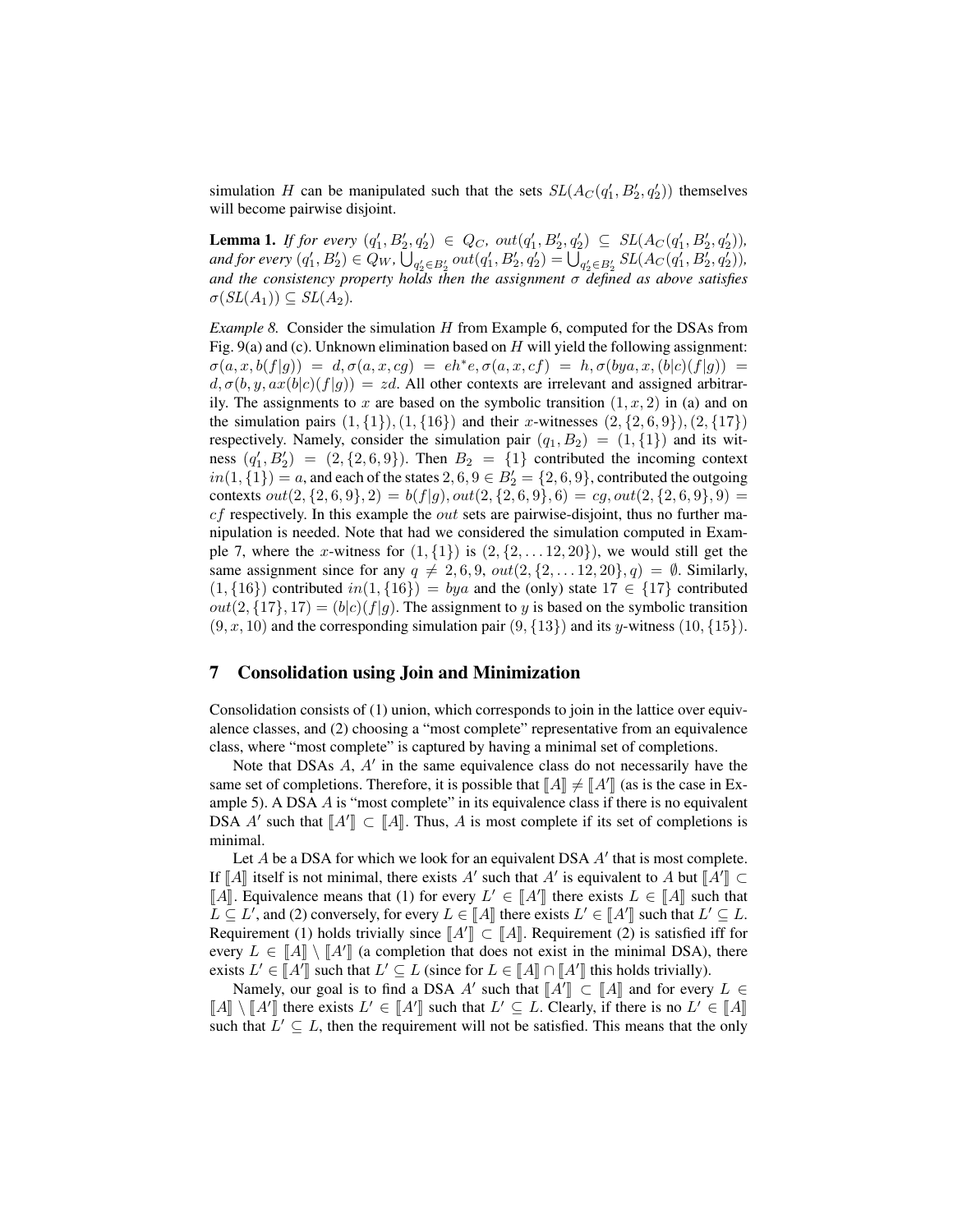simulation $H$ can be manipulated such that the sets $SL(A_C(q'_1, B'_2, q'_2))$ themselves will become pairwise disjoint.

**Lemma 1.** *If for every $(q'_1, B'_2, q'_2) \in Q_C$, $out(q'_1, B'_2, q'_2) \subseteq SL(A_C(q'_1, B'_2, q'_2))$, and for every $(q'_1, B'_2) \in Q_W$, $\bigcup_{q'_2 \in B'_2} out(q'_1, B'_2, q'_2) = \bigcup_{q'_2 \in B'_2} SL(A_C(q'_1, B'_2, q'_2))$, and the consistency property holds then the assignment $\sigma$ defined as above satisfies $\sigma(SL(A_1)) \subseteq SL(A_2)$.*

*Example 8.* Consider the simulation $H$ from Example 6, computed for the DSAs from Fig. 9(a) and (c). Unknown elimination based on $H$ will yield the following assignment: $\sigma(a, x, b(f|g)) = d, \sigma(a, x, cg) = eh^*e, \sigma(a, x, cf) = h, \sigma(bya, x, (b|c)(f|g)) = d, \sigma(b, y, ax(b|c)(f|g)) = zd$. All other contexts are irrelevant and assigned arbitrarily. The assignments to $x$ are based on the symbolic transition $(1, x, 2)$ in (a) and on the simulation pairs $(1, \{1\}), (1, \{16\})$ and their $x$-witnesses $(2, \{2, 6, 9\}), (2, \{17\})$ respectively. Namely, consider the simulation pair $(q_1, B_2) = (1, \{1\})$ and its witness $(q'_1, B'_2) = (2, \{2, 6, 9\})$. Then $B_2 = \{1\}$ contributed the incoming context $in(1, \{1\}) = a$, and each of the states $2, 6, 9 \in B'_2 = \{2, 6, 9\}$, contributed the outgoing contexts $out(2, \{2, 6, 9\}, 2) = b(f|g), out(2, \{2, 6, 9\}, 6) = cg, out(2, \{2, 6, 9\}, 9) = cf$ respectively. In this example the $out$ sets are pairwise-disjoint, thus no further manipulation is needed. Note that had we considered the simulation computed in Example 7, where the $x$-witness for $(1, \{1\})$ is $(2, \{2, \ldots 12, 20\})$, we would still get the same assignment since for any $q \neq 2, 6, 9$, $out(2, \{2, \ldots 12, 20\}, q) = \emptyset$. Similarly, $(1, \{16\})$ contributed $in(1, \{16\}) = bya$ and the (only) state $17 \in \{17\}$ contributed $out(2, \{17\}, 17) = (b|c)(f|g)$. The assignment to $y$ is based on the symbolic transition $(9, x, 10)$ and the corresponding simulation pair $(9, \{13\})$ and its $y$-witness $(10, \{15\})$.

## 7 Consolidation using Join and Minimization

Consolidation consists of (1) union, which corresponds to join in the lattice over equivalence classes, and (2) choosing a "most complete" representative from an equivalence class, where "most complete" is captured by having a minimal set of completions.

Note that DSAs $A$, $A'$ in the same equivalence class do not necessarily have the same set of completions. Therefore, it is possible that $[\![A]\!] \neq [\![A']\!]$ (as is the case in Example 5). A DSA $A$ is "most complete" in its equivalence class if there is no equivalent DSA $A'$ such that $[\![A']\!] \subset [\![A]\!]$. Thus, $A$ is most complete if its set of completions is minimal.

Let $A$ be a DSA for which we look for an equivalent DSA $A'$ that is most complete. If $[\![A]\!]$ itself is not minimal, there exists $A'$ such that $A'$ is equivalent to $A$ but $[\![A']\!] \subset [\![A]\!]$. Equivalence means that (1) for every $L' \in [\![A']\!]$ there exists $L \in [\![A]\!]$ such that $L \subseteq L'$, and (2) conversely, for every $L \in [\![A]\!]$ there exists $L' \in [\![A']\!]$ such that $L' \subseteq L$. Requirement (1) holds trivially since $[\![A']\!] \subset [\![A]\!]$. Requirement (2) is satisfied iff for every $L \in [\![A]\!] \setminus [\![A']\!]$ (a completion that does not exist in the minimal DSA), there exists $L' \in [\![A']\!]$ such that $L' \subseteq L$ (since for $L \in [\![A]\!] \cap [\![A']\!]$ this holds trivially).

Namely, our goal is to find a DSA $A'$ such that $[\![A']\!] \subset [\![A]\!]$ and for every $L \in [\![A]\!] \setminus [\![A']\!]$ there exists $L' \in [\![A']\!]$ such that $L' \subseteq L$. Clearly, if there is no $L' \in [\![A]\!]$ such that $L' \subseteq L$, then the requirement will not be satisfied. This means that the only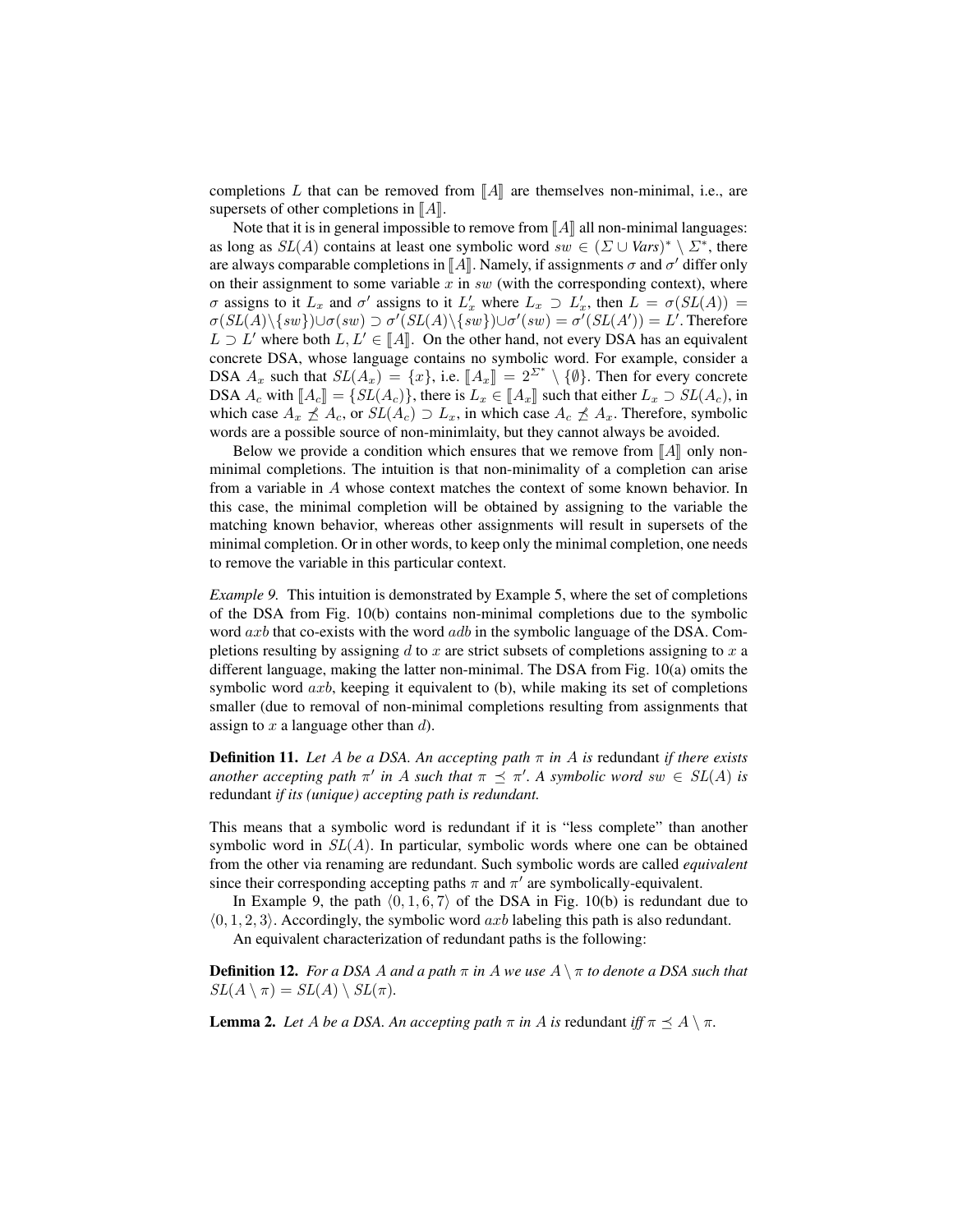completions $L$ that can be removed from $\llbracket A \rrbracket$ are themselves non-minimal, i.e., are supersets of other completions in $\llbracket A \rrbracket$.

Note that it is in general impossible to remove from $\llbracket A \rrbracket$ all non-minimal languages: as long as $SL(A)$ contains at least one symbolic word $sw \in (\Sigma \cup \mathit{Vars})^* \setminus \Sigma^*$, there are always comparable completions in $\llbracket A \rrbracket$. Namely, if assignments $\sigma$ and $\sigma'$ differ only on their assignment to some variable $x$ in $sw$ (with the corresponding context), where $\sigma$ assigns to it $L_x$ and $\sigma'$ assigns to it $L'_x$ where $L_x \supset L'_x$, then $L = \sigma(SL(A)) = \sigma(SL(A) \setminus \{sw\}) \cup \sigma(sw) \supset \sigma'(SL(A) \setminus \{sw\}) \cup \sigma'(sw) = \sigma'(SL(A')) = L'$. Therefore $L \supset L'$ where both $L, L' \in \llbracket A \rrbracket$. On the other hand, not every DSA has an equivalent concrete DSA, whose language contains no symbolic word. For example, consider a DSA $A_x$ such that $SL(A_x) = \{x\}$, i.e. $\llbracket A_x \rrbracket = 2^{\Sigma^*} \setminus \{\emptyset\}$. Then for every concrete DSA $A_c$ with $\llbracket A_c \rrbracket = \{SL(A_c)\}$, there is $L_x \in \llbracket A_x \rrbracket$ such that either $L_x \supset SL(A_c)$, in which case $A_x \not\preceq A_c$, or $SL(A_c) \supset L_x$, in which case $A_c \not\preceq A_x$. Therefore, symbolic words are a possible source of non-minimlaity, but they cannot always be avoided.

Below we provide a condition which ensures that we remove from $\llbracket A \rrbracket$ only non-minimal completions. The intuition is that non-minimality of a completion can arise from a variable in $A$ whose context matches the context of some known behavior. In this case, the minimal completion will be obtained by assigning to the variable the matching known behavior, whereas other assignments will result in supersets of the minimal completion. Or in other words, to keep only the minimal completion, one needs to remove the variable in this particular context.

*Example 9.* This intuition is demonstrated by Example 5, where the set of completions of the DSA from Fig. 10(b) contains non-minimal completions due to the symbolic word $axb$ that co-exists with the word $adb$ in the symbolic language of the DSA. Completions resulting by assigning $d$ to $x$ are strict subsets of completions assigning to $x$ a different language, making the latter non-minimal. The DSA from Fig. 10(a) omits the symbolic word $axb$, keeping it equivalent to (b), while making its set of completions smaller (due to removal of non-minimal completions resulting from assignments that assign to $x$ a language other than $d$).

**Definition 11.** *Let $A$ be a DSA. An accepting path $\pi$ in $A$ is* redundant *if there exists another accepting path $\pi'$ in $A$ such that $\pi \preceq \pi'$. A symbolic word $sw \in SL(A)$ is* redundant *if its (unique) accepting path is redundant.*

This means that a symbolic word is redundant if it is "less complete" than another symbolic word in $SL(A)$. In particular, symbolic words where one can be obtained from the other via renaming are redundant. Such symbolic words are called *equivalent* since their corresponding accepting paths $\pi$ and $\pi'$ are symbolically-equivalent.

In Example 9, the path $\langle 0, 1, 6, 7 \rangle$ of the DSA in Fig. 10(b) is redundant due to $\langle 0, 1, 2, 3 \rangle$. Accordingly, the symbolic word $axb$ labeling this path is also redundant.

An equivalent characterization of redundant paths is the following:

**Definition 12.** *For a DSA $A$ and a path $\pi$ in $A$ we use $A \setminus \pi$ to denote a DSA such that $SL(A \setminus \pi) = SL(A) \setminus SL(\pi)$.*

**Lemma 2.** *Let $A$ be a DSA. An accepting path $\pi$ in $A$ is* redundant *iff $\pi \preceq A \setminus \pi$.*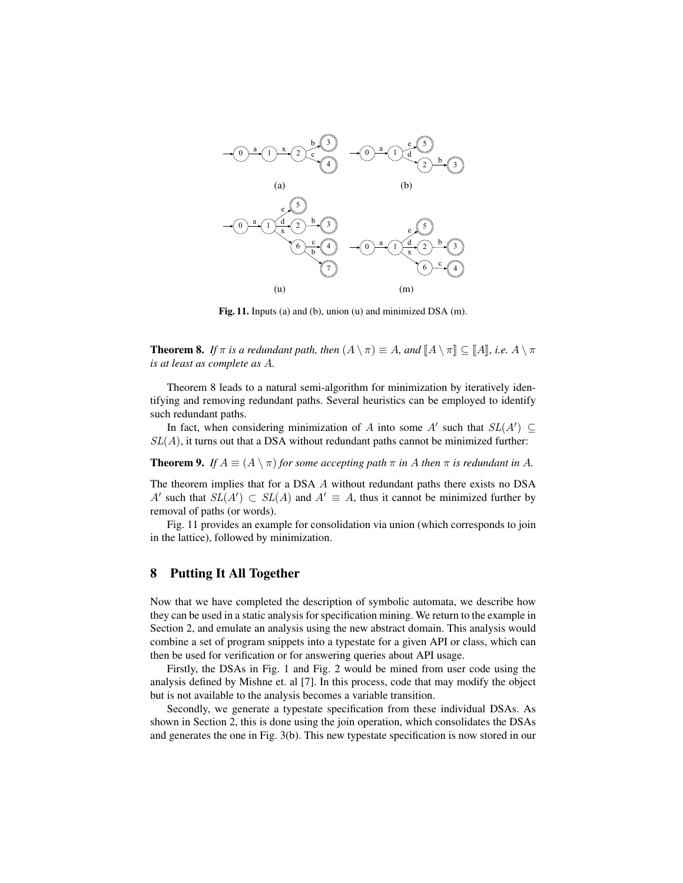**Fig. 11.** Inputs (a) and (b), union (u) and minimized DSA (m).

**Theorem 8.** *If $\pi$ is a redundant path, then $(A \setminus \pi) \equiv A$, and $[\![A \setminus \pi]\!] \subseteq [\![A]\!]$, i.e. $A \setminus \pi$ is at least as complete as $A$.*

Theorem 8 leads to a natural semi-algorithm for minimization by iteratively identifying and removing redundant paths. Several heuristics can be employed to identify such redundant paths.

In fact, when considering minimization of $A$ into some $A'$ such that $SL(A') \subseteq SL(A)$, it turns out that a DSA without redundant paths cannot be minimized further:

**Theorem 9.** *If $A \equiv (A \setminus \pi)$ for some accepting path $\pi$ in $A$ then $\pi$ is redundant in $A$.*

The theorem implies that for a DSA $A$ without redundant paths there exists no DSA $A'$ such that $SL(A') \subset SL(A)$ and $A' \equiv A$, thus it cannot be minimized further by removal of paths (or words).

Fig. 11 provides an example for consolidation via union (which corresponds to join in the lattice), followed by minimization.

## 8 Putting It All Together

Now that we have completed the description of symbolic automata, we describe how they can be used in a static analysis for specification mining. We return to the example in Section 2, and emulate an analysis using the new abstract domain. This analysis would combine a set of program snippets into a typestate for a given API or class, which can then be used for verification or for answering queries about API usage.

Firstly, the DSAs in Fig. 1 and Fig. 2 would be mined from user code using the analysis defined by Mishne et. al [7]. In this process, code that may modify the object but is not available to the analysis becomes a variable transition.

Secondly, we generate a typestate specification from these individual DSAs. As shown in Section 2, this is done using the join operation, which consolidates the DSAs and generates the one in Fig. 3(b). This new typestate specification is now stored in our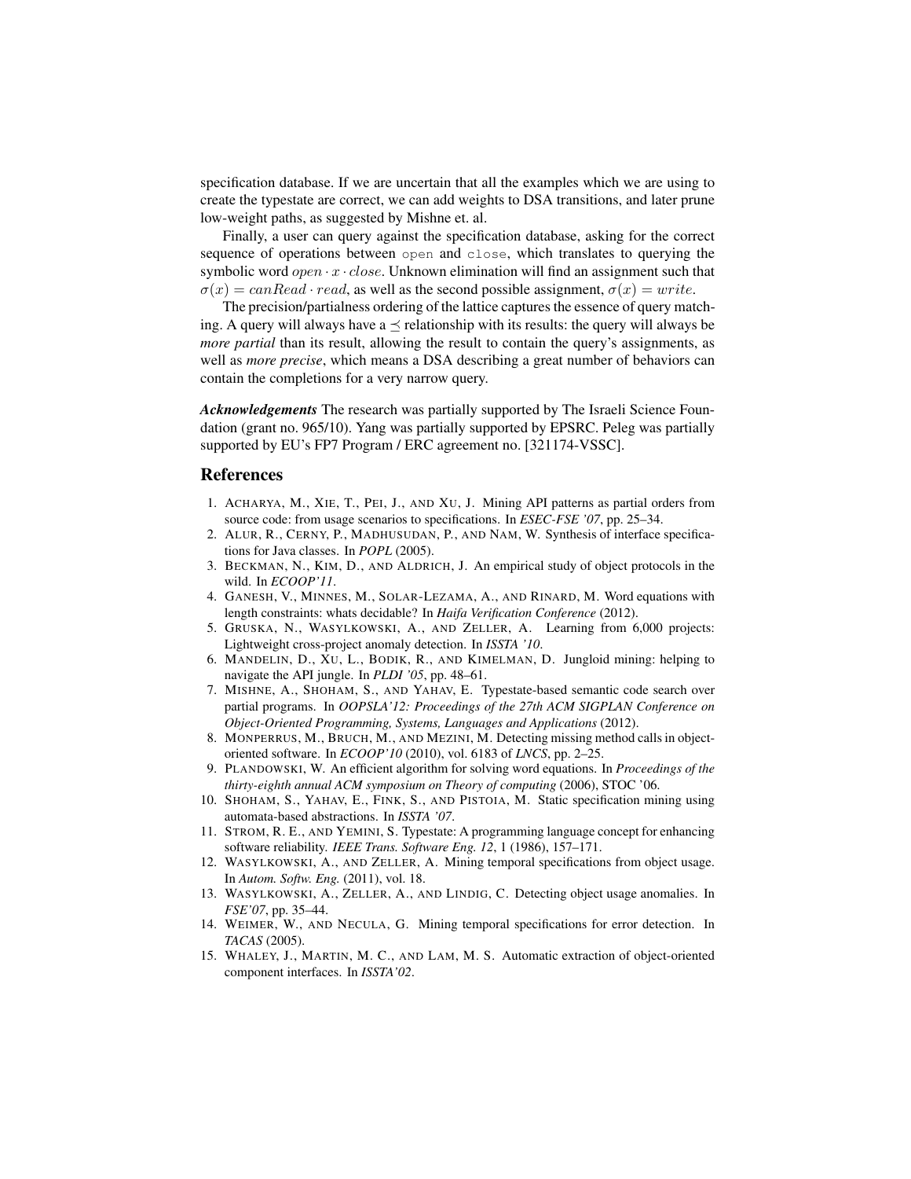specification database. If we are uncertain that all the examples which we are using to create the typestate are correct, we can add weights to DSA transitions, and later prune low-weight paths, as suggested by Mishne et. al.

Finally, a user can query against the specification database, asking for the correct sequence of operations between `open` and `close`, which translates to querying the symbolic word $open \cdot x \cdot close$. Unknown elimination will find an assignment such that $\sigma(x) = canRead \cdot read$, as well as the second possible assignment, $\sigma(x) = write$.

The precision/partialness ordering of the lattice captures the essence of query matching. A query will always have a $\preceq$ relationship with its results: the query will always be *more partial* than its result, allowing the result to contain the query's assignments, as well as *more precise*, which means a DSA describing a great number of behaviors can contain the completions for a very narrow query.

***Acknowledgements*** The research was partially supported by The Israeli Science Foundation (grant no. 965/10). Yang was partially supported by EPSRC. Peleg was partially supported by EU's FP7 Program / ERC agreement no. [321174-VSSC].

## References

1. Acharya, M., Xie, T., Pei, J., and Xu, J. Mining API patterns as partial orders from source code: from usage scenarios to specifications. In *ESEC-FSE '07*, pp. 25–34.
2. Alur, R., Cerny, P., Madhusudan, P., and Nam, W. Synthesis of interface specifications for Java classes. In *POPL* (2005).
3. Beckman, N., Kim, D., and Aldrich, J. An empirical study of object protocols in the wild. In *ECOOP'11*.
4. Ganesh, V., Minnes, M., Solar-Lezama, A., and Rinard, M. Word equations with length constraints: whats decidable? In *Haifa Verification Conference* (2012).
5. Gruska, N., Wasylkowski, A., and Zeller, A. Learning from 6,000 projects: Lightweight cross-project anomaly detection. In *ISSTA '10*.
6. Mandelin, D., Xu, L., Bodik, R., and Kimelman, D. Jungloid mining: helping to navigate the API jungle. In *PLDI '05*, pp. 48–61.
7. Mishne, A., Shoham, S., and Yahav, E. Typestate-based semantic code search over partial programs. In *OOPSLA'12: Proceedings of the 27th ACM SIGPLAN Conference on Object-Oriented Programming, Systems, Languages and Applications* (2012).
8. Monperrus, M., Bruch, M., and Mezini, M. Detecting missing method calls in object-oriented software. In *ECOOP'10* (2010), vol. 6183 of *LNCS*, pp. 2–25.
9. Plandowski, W. An efficient algorithm for solving word equations. In *Proceedings of the thirty-eighth annual ACM symposium on Theory of computing* (2006), STOC '06.
10. Shoham, S., Yahav, E., Fink, S., and Pistoia, M. Static specification mining using automata-based abstractions. In *ISSTA '07*.
11. Strom, R. E., and Yemini, S. Typestate: A programming language concept for enhancing software reliability. *IEEE Trans. Software Eng. 12*, 1 (1986), 157–171.
12. Wasylkowski, A., and Zeller, A. Mining temporal specifications from object usage. In *Autom. Softw. Eng.* (2011), vol. 18.
13. Wasylkowski, A., Zeller, A., and Lindig, C. Detecting object usage anomalies. In *FSE'07*, pp. 35–44.
14. Weimer, W., and Necula, G. Mining temporal specifications for error detection. In *TACAS* (2005).
15. Whaley, J., Martin, M. C., and Lam, M. S. Automatic extraction of object-oriented component interfaces. In *ISSTA'02*.